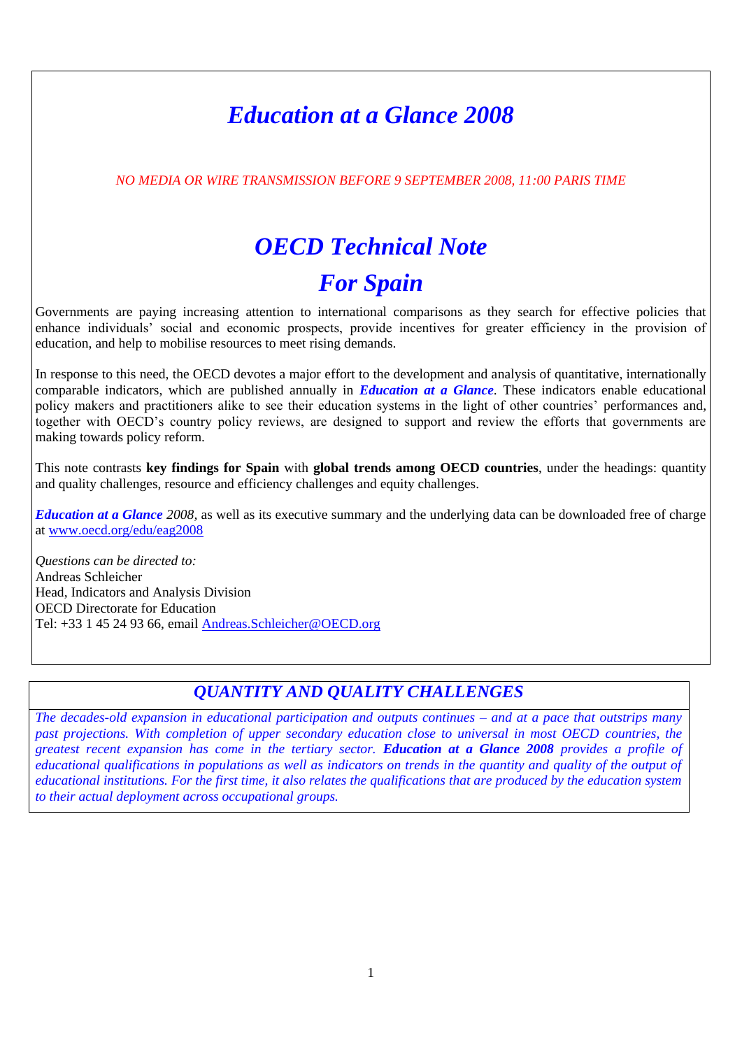# *Education at a Glance 2008*

*NO MEDIA OR WIRE TRANSMISSION BEFORE 9 SEPTEMBER 2008, 11:00 PARIS TIME*

# *OECD Technical Note*
# *For Spain*

Governments are paying increasing attention to international comparisons as they search for effective policies that enhance individuals' social and economic prospects, provide incentives for greater efficiency in the provision of education, and help to mobilise resources to meet rising demands.

In response to this need, the OECD devotes a major effort to the development and analysis of quantitative, internationally comparable indicators, which are published annually in ***Education at a Glance***. These indicators enable educational policy makers and practitioners alike to see their education systems in the light of other countries' performances and, together with OECD's country policy reviews, are designed to support and review the efforts that governments are making towards policy reform.

This note contrasts **key findings for Spain** with **global trends among OECD countries**, under the headings: quantity and quality challenges, resource and efficiency challenges and equity challenges.

***Education at a Glance*** *2008*, as well as its executive summary and the underlying data can be downloaded free of charge at www.oecd.org/edu/eag2008

*Questions can be directed to:*
Andreas Schleicher
Head, Indicators and Analysis Division
OECD Directorate for Education
Tel: +33 1 45 24 93 66, email Andreas.Schleicher@OECD.org

## *QUANTITY AND QUALITY CHALLENGES*

*The decades-old expansion in educational participation and outputs continues – and at a pace that outstrips many past projections. With completion of upper secondary education close to universal in most OECD countries, the greatest recent expansion has come in the tertiary sector.* ***Education at a Glance 2008*** *provides a profile of educational qualifications in populations as well as indicators on trends in the quantity and quality of the output of educational institutions. For the first time, it also relates the qualifications that are produced by the education system to their actual deployment across occupational groups.*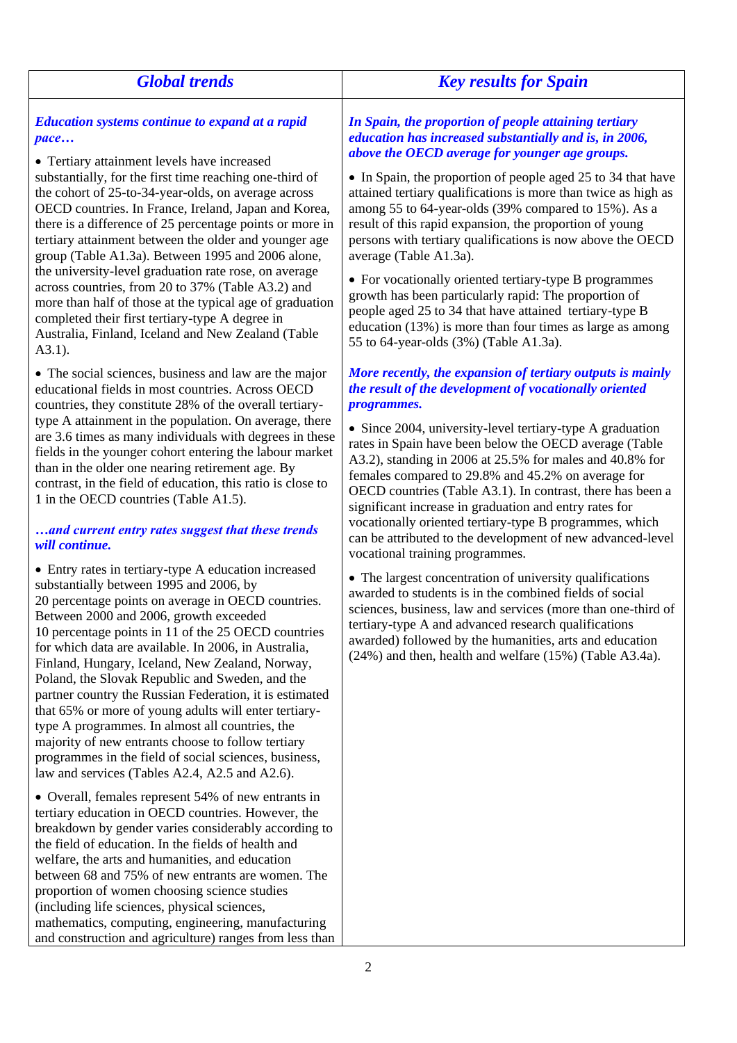## Global trends

***Education systems continue to expand at a rapid pace…***

- Tertiary attainment levels have increased substantially, for the first time reaching one-third of the cohort of 25-to-34-year-olds, on average across OECD countries. In France, Ireland, Japan and Korea, there is a difference of 25 percentage points or more in tertiary attainment between the older and younger age group (Table A1.3a). Between 1995 and 2006 alone, the university-level graduation rate rose, on average across countries, from 20 to 37% (Table A3.2) and more than half of those at the typical age of graduation completed their first tertiary-type A degree in Australia, Finland, Iceland and New Zealand (Table A3.1).

- The social sciences, business and law are the major educational fields in most countries. Across OECD countries, they constitute 28% of the overall tertiary-type A attainment in the population. On average, there are 3.6 times as many individuals with degrees in these fields in the younger cohort entering the labour market than in the older one nearing retirement age. By contrast, in the field of education, this ratio is close to 1 in the OECD countries (Table A1.5).

***…and current entry rates suggest that these trends will continue.***

- Entry rates in tertiary-type A education increased substantially between 1995 and 2006, by 20 percentage points on average in OECD countries. Between 2000 and 2006, growth exceeded 10 percentage points in 11 of the 25 OECD countries for which data are available. In 2006, in Australia, Finland, Hungary, Iceland, New Zealand, Norway, Poland, the Slovak Republic and Sweden, and the partner country the Russian Federation, it is estimated that 65% or more of young adults will enter tertiary-type A programmes. In almost all countries, the majority of new entrants choose to follow tertiary programmes in the field of social sciences, business, law and services (Tables A2.4, A2.5 and A2.6).

- Overall, females represent 54% of new entrants in tertiary education in OECD countries. However, the breakdown by gender varies considerably according to the field of education. In the fields of health and welfare, the arts and humanities, and education between 68 and 75% of new entrants are women. The proportion of women choosing science studies (including life sciences, physical sciences, mathematics, computing, engineering, manufacturing and construction and agriculture) ranges from less than

## Key results for Spain

***In Spain, the proportion of people attaining tertiary education has increased substantially and is, in 2006, above the OECD average for younger age groups.***

- In Spain, the proportion of people aged 25 to 34 that have attained tertiary qualifications is more than twice as high as among 55 to 64-year-olds (39% compared to 15%). As a result of this rapid expansion, the proportion of young persons with tertiary qualifications is now above the OECD average (Table A1.3a).

- For vocationally oriented tertiary-type B programmes growth has been particularly rapid: The proportion of people aged 25 to 34 that have attained tertiary-type B education (13%) is more than four times as large as among 55 to 64-year-olds (3%) (Table A1.3a).

***More recently, the expansion of tertiary outputs is mainly the result of the development of vocationally oriented programmes.***

- Since 2004, university-level tertiary-type A graduation rates in Spain have been below the OECD average (Table A3.2), standing in 2006 at 25.5% for males and 40.8% for females compared to 29.8% and 45.2% on average for OECD countries (Table A3.1). In contrast, there has been a significant increase in graduation and entry rates for vocationally oriented tertiary-type B programmes, which can be attributed to the development of new advanced-level vocational training programmes.

- The largest concentration of university qualifications awarded to students is in the combined fields of social sciences, business, law and services (more than one-third of tertiary-type A and advanced research qualifications awarded) followed by the humanities, arts and education (24%) and then, health and welfare (15%) (Table A3.4a).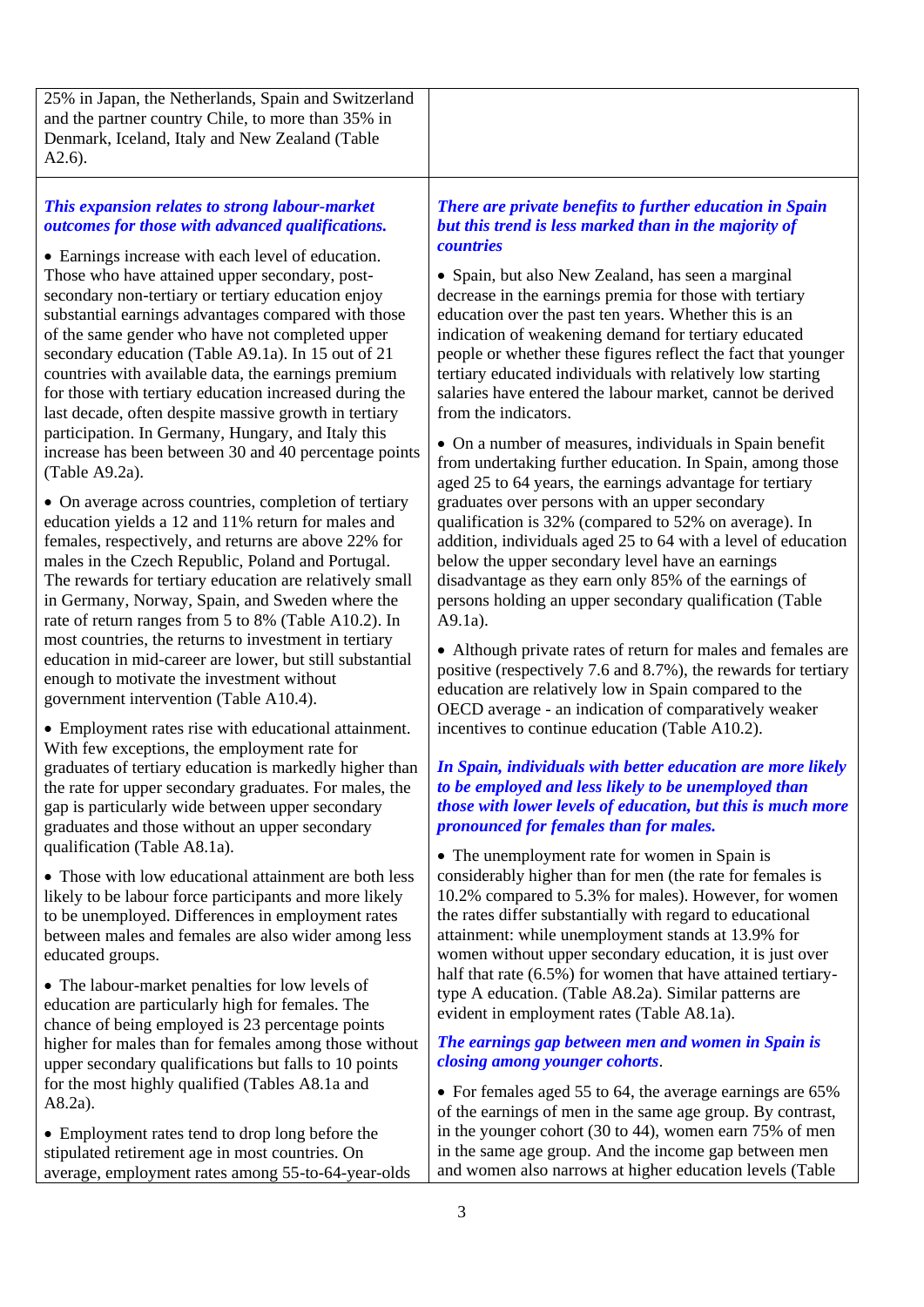25% in Japan, the Netherlands, Spain and Switzerland and the partner country Chile, to more than 35% in Denmark, Iceland, Italy and New Zealand (Table A2.6).

***This expansion relates to strong labour-market outcomes for those with advanced qualifications.***

- Earnings increase with each level of education. Those who have attained upper secondary, post-secondary non-tertiary or tertiary education enjoy substantial earnings advantages compared with those of the same gender who have not completed upper secondary education (Table A9.1a). In 15 out of 21 countries with available data, the earnings premium for those with tertiary education increased during the last decade, often despite massive growth in tertiary participation. In Germany, Hungary, and Italy this increase has been between 30 and 40 percentage points (Table A9.2a).
- On average across countries, completion of tertiary education yields a 12 and 11% return for males and females, respectively, and returns are above 22% for males in the Czech Republic, Poland and Portugal. The rewards for tertiary education are relatively small in Germany, Norway, Spain, and Sweden where the rate of return ranges from 5 to 8% (Table A10.2). In most countries, the returns to investment in tertiary education in mid-career are lower, but still substantial enough to motivate the investment without government intervention (Table A10.4).
- Employment rates rise with educational attainment. With few exceptions, the employment rate for graduates of tertiary education is markedly higher than the rate for upper secondary graduates. For males, the gap is particularly wide between upper secondary graduates and those without an upper secondary qualification (Table A8.1a).
- Those with low educational attainment are both less likely to be labour force participants and more likely to be unemployed. Differences in employment rates between males and females are also wider among less educated groups.
- The labour-market penalties for low levels of education are particularly high for females. The chance of being employed is 23 percentage points higher for males than for females among those without upper secondary qualifications but falls to 10 points for the most highly qualified (Tables A8.1a and A8.2a).
- Employment rates tend to drop long before the stipulated retirement age in most countries. On average, employment rates among 55-to-64-year-olds

***There are private benefits to further education in Spain but this trend is less marked than in the majority of countries***

- Spain, but also New Zealand, has seen a marginal decrease in the earnings premia for those with tertiary education over the past ten years. Whether this is an indication of weakening demand for tertiary educated people or whether these figures reflect the fact that younger tertiary educated individuals with relatively low starting salaries have entered the labour market, cannot be derived from the indicators.
- On a number of measures, individuals in Spain benefit from undertaking further education. In Spain, among those aged 25 to 64 years, the earnings advantage for tertiary graduates over persons with an upper secondary qualification is 32% (compared to 52% on average). In addition, individuals aged 25 to 64 with a level of education below the upper secondary level have an earnings disadvantage as they earn only 85% of the earnings of persons holding an upper secondary qualification (Table A9.1a).
- Although private rates of return for males and females are positive (respectively 7.6 and 8.7%), the rewards for tertiary education are relatively low in Spain compared to the OECD average - an indication of comparatively weaker incentives to continue education (Table A10.2).

***In Spain, individuals with better education are more likely to be employed and less likely to be unemployed than those with lower levels of education, but this is much more pronounced for females than for males.***

- The unemployment rate for women in Spain is considerably higher than for men (the rate for females is 10.2% compared to 5.3% for males). However, for women the rates differ substantially with regard to educational attainment: while unemployment stands at 13.9% for women without upper secondary education, it is just over half that rate (6.5%) for women that have attained tertiary-type A education. (Table A8.2a). Similar patterns are evident in employment rates (Table A8.1a).

***The earnings gap between men and women in Spain is closing among younger cohorts***.

- For females aged 55 to 64, the average earnings are 65% of the earnings of men in the same age group. By contrast, in the younger cohort (30 to 44), women earn 75% of men in the same age group. And the income gap between men and women also narrows at higher education levels (Table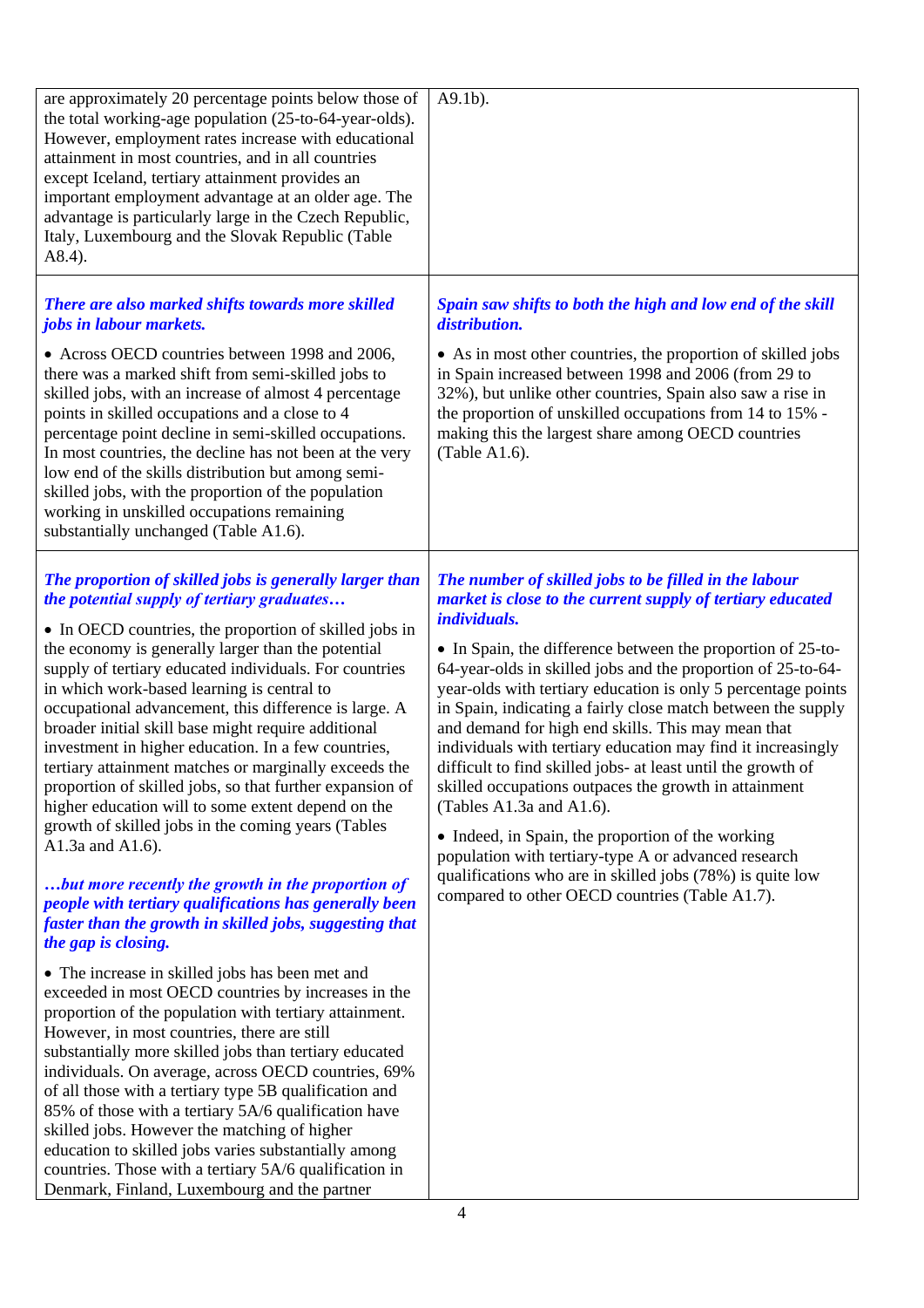| | |
|---|---|
| are approximately 20 percentage points below those of the total working-age population (25-to-64-year-olds). However, employment rates increase with educational attainment in most countries, and in all countries except Iceland, tertiary attainment provides an important employment advantage at an older age. The advantage is particularly large in the Czech Republic, Italy, Luxembourg and the Slovak Republic (Table A8.4). | A9.1b). |
| ***There are also marked shifts towards more skilled jobs in labour markets.*** <br><br> • Across OECD countries between 1998 and 2006, there was a marked shift from semi-skilled jobs to skilled jobs, with an increase of almost 4 percentage points in skilled occupations and a close to 4 percentage point decline in semi-skilled occupations. In most countries, the decline has not been at the very low end of the skills distribution but among semi-skilled jobs, with the proportion of the population working in unskilled occupations remaining substantially unchanged (Table A1.6). | ***Spain saw shifts to both the high and low end of the skill distribution.*** <br><br> • As in most other countries, the proportion of skilled jobs in Spain increased between 1998 and 2006 (from 29 to 32%), but unlike other countries, Spain also saw a rise in the proportion of unskilled occupations from 14 to 15% - making this the largest share among OECD countries (Table A1.6). |
| ***The proportion of skilled jobs is generally larger than the potential supply of tertiary graduates…*** <br><br> • In OECD countries, the proportion of skilled jobs in the economy is generally larger than the potential supply of tertiary educated individuals. For countries in which work-based learning is central to occupational advancement, this difference is large. A broader initial skill base might require additional investment in higher education. In a few countries, tertiary attainment matches or marginally exceeds the proportion of skilled jobs, so that further expansion of higher education will to some extent depend on the growth of skilled jobs in the coming years (Tables A1.3a and A1.6). <br><br> ***…but more recently the growth in the proportion of people with tertiary qualifications has generally been faster than the growth in skilled jobs, suggesting that the gap is closing.*** <br><br> • The increase in skilled jobs has been met and exceeded in most OECD countries by increases in the proportion of the population with tertiary attainment. However, in most countries, there are still substantially more skilled jobs than tertiary educated individuals. On average, across OECD countries, 69% of all those with a tertiary type 5B qualification and 85% of those with a tertiary 5A/6 qualification have skilled jobs. However the matching of higher education to skilled jobs varies substantially among countries. Those with a tertiary 5A/6 qualification in Denmark, Finland, Luxembourg and the partner | ***The number of skilled jobs to be filled in the labour market is close to the current supply of tertiary educated individuals.*** <br><br> • In Spain, the difference between the proportion of 25-to-64-year-olds in skilled jobs and the proportion of 25-to-64-year-olds with tertiary education is only 5 percentage points in Spain, indicating a fairly close match between the supply and demand for high end skills. This may mean that individuals with tertiary education may find it increasingly difficult to find skilled jobs- at least until the growth of skilled occupations outpaces the growth in attainment (Tables A1.3a and A1.6). <br><br> • Indeed, in Spain, the proportion of the working population with tertiary-type A or advanced research qualifications who are in skilled jobs (78%) is quite low compared to other OECD countries (Table A1.7). |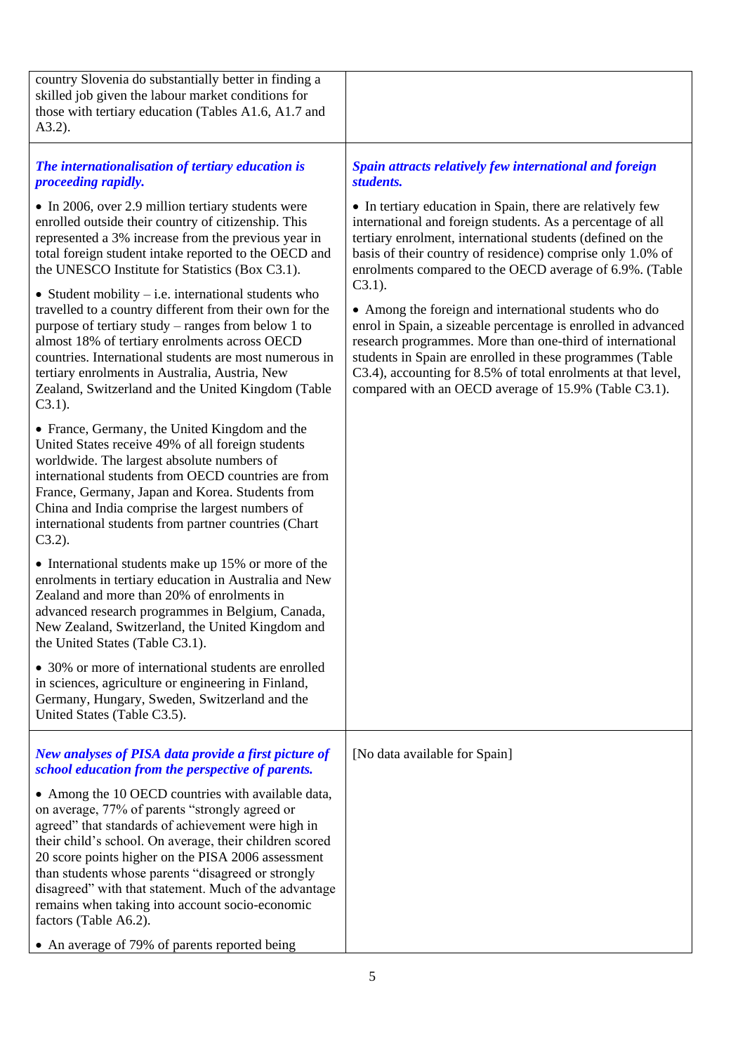| | |
|---|---|
| country Slovenia do substantially better in finding a skilled job given the labour market conditions for those with tertiary education (Tables A1.6, A1.7 and A3.2). | |
| ***The internationalisation of tertiary education is proceeding rapidly.*** <br><br> • In 2006, over 2.9 million tertiary students were enrolled outside their country of citizenship. This represented a 3% increase from the previous year in total foreign student intake reported to the OECD and the UNESCO Institute for Statistics (Box C3.1). <br><br> • Student mobility – i.e. international students who travelled to a country different from their own for the purpose of tertiary study – ranges from below 1 to almost 18% of tertiary enrolments across OECD countries. International students are most numerous in tertiary enrolments in Australia, Austria, New Zealand, Switzerland and the United Kingdom (Table C3.1). <br><br> • France, Germany, the United Kingdom and the United States receive 49% of all foreign students worldwide. The largest absolute numbers of international students from OECD countries are from France, Germany, Japan and Korea. Students from China and India comprise the largest numbers of international students from partner countries (Chart C3.2). <br><br> • International students make up 15% or more of the enrolments in tertiary education in Australia and New Zealand and more than 20% of enrolments in advanced research programmes in Belgium, Canada, New Zealand, Switzerland, the United Kingdom and the United States (Table C3.1). <br><br> • 30% or more of international students are enrolled in sciences, agriculture or engineering in Finland, Germany, Hungary, Sweden, Switzerland and the United States (Table C3.5). | ***Spain attracts relatively few international and foreign students.*** <br><br> • In tertiary education in Spain, there are relatively few international and foreign students. As a percentage of all tertiary enrolment, international students (defined on the basis of their country of residence) comprise only 1.0% of enrolments compared to the OECD average of 6.9%. (Table C3.1). <br><br> • Among the foreign and international students who do enrol in Spain, a sizeable percentage is enrolled in advanced research programmes. More than one-third of international students in Spain are enrolled in these programmes (Table C3.4), accounting for 8.5% of total enrolments at that level, compared with an OECD average of 15.9% (Table C3.1). |
| ***New analyses of PISA data provide a first picture of school education from the perspective of parents.*** <br><br> • Among the 10 OECD countries with available data, on average, 77% of parents "strongly agreed or agreed" that standards of achievement were high in their child's school. On average, their children scored 20 score points higher on the PISA 2006 assessment than students whose parents "disagreed or strongly disagreed" with that statement. Much of the advantage remains when taking into account socio-economic factors (Table A6.2). <br><br> • An average of 79% of parents reported being | [No data available for Spain] |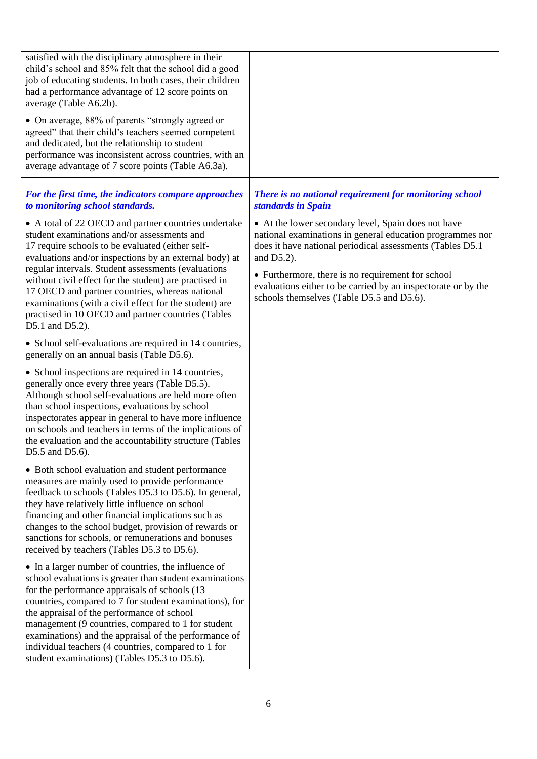| | |
|---|---|
| satisfied with the disciplinary atmosphere in their child's school and 85% felt that the school did a good job of educating students. In both cases, their children had a performance advantage of 12 score points on average (Table A6.2b).<br><br>• On average, 88% of parents "strongly agreed or agreed" that their child's teachers seemed competent and dedicated, but the relationship to student performance was inconsistent across countries, with an average advantage of 7 score points (Table A6.3a). | |
| ***For the first time, the indicators compare approaches to monitoring school standards.***<br><br>• A total of 22 OECD and partner countries undertake student examinations and/or assessments and 17 require schools to be evaluated (either self-evaluations and/or inspections by an external body) at regular intervals. Student assessments (evaluations without civil effect for the student) are practised in 17 OECD and partner countries, whereas national examinations (with a civil effect for the student) are practised in 10 OECD and partner countries (Tables D5.1 and D5.2).<br><br>• School self-evaluations are required in 14 countries, generally on an annual basis (Table D5.6).<br><br>• School inspections are required in 14 countries, generally once every three years (Table D5.5). Although school self-evaluations are held more often than school inspections, evaluations by school inspectorates appear in general to have more influence on schools and teachers in terms of the implications of the evaluation and the accountability structure (Tables D5.5 and D5.6).<br><br>• Both school evaluation and student performance measures are mainly used to provide performance feedback to schools (Tables D5.3 to D5.6). In general, they have relatively little influence on school financing and other financial implications such as changes to the school budget, provision of rewards or sanctions for schools, or remunerations and bonuses received by teachers (Tables D5.3 to D5.6).<br><br>• In a larger number of countries, the influence of school evaluations is greater than student examinations for the performance appraisals of schools (13 countries, compared to 7 for student examinations), for the appraisal of the performance of school management (9 countries, compared to 1 for student examinations) and the appraisal of the performance of individual teachers (4 countries, compared to 1 for student examinations) (Tables D5.3 to D5.6). | ***There is no national requirement for monitoring school standards in Spain***<br><br>• At the lower secondary level, Spain does not have national examinations in general education programmes nor does it have national periodical assessments (Tables D5.1 and D5.2).<br><br>• Furthermore, there is no requirement for school evaluations either to be carried by an inspectorate or by the schools themselves (Table D5.5 and D5.6). |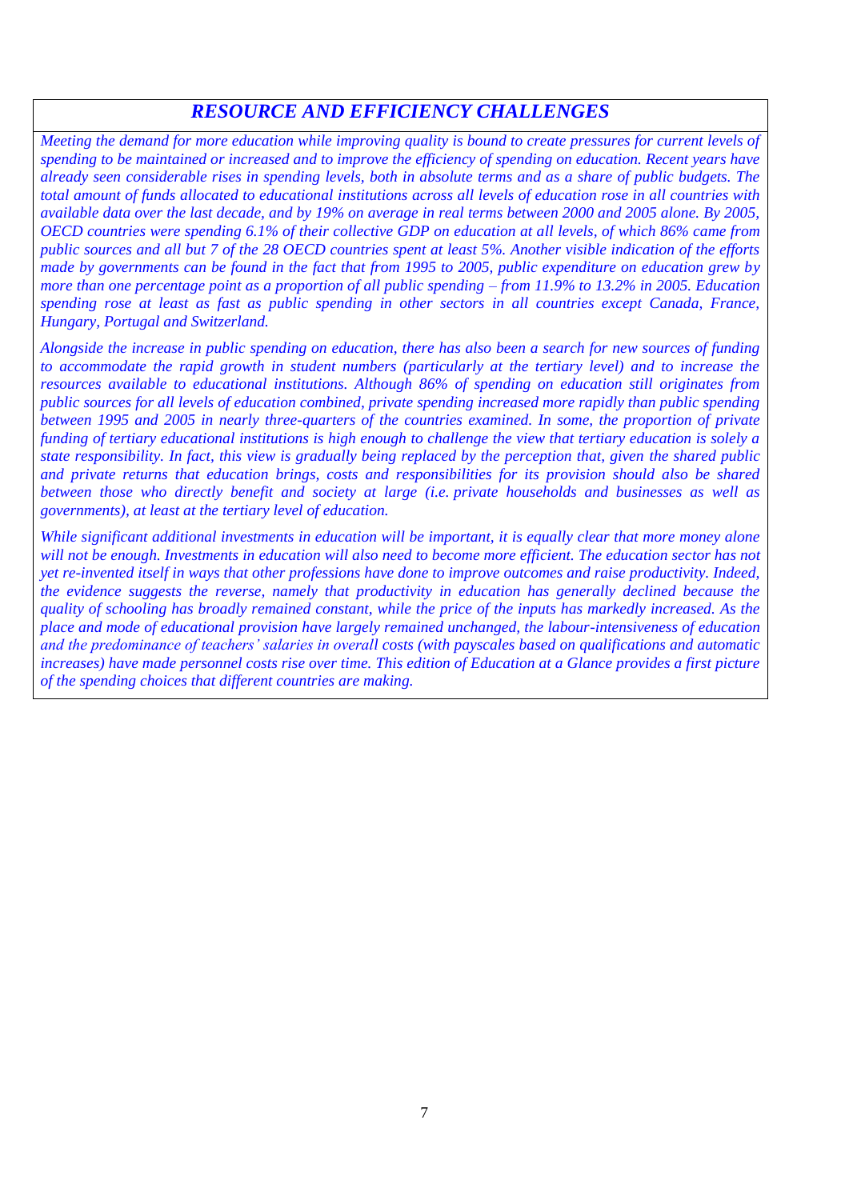## *RESOURCE AND EFFICIENCY CHALLENGES*

*Meeting the demand for more education while improving quality is bound to create pressures for current levels of spending to be maintained or increased and to improve the efficiency of spending on education. Recent years have already seen considerable rises in spending levels, both in absolute terms and as a share of public budgets. The total amount of funds allocated to educational institutions across all levels of education rose in all countries with available data over the last decade, and by 19% on average in real terms between 2000 and 2005 alone. By 2005, OECD countries were spending 6.1% of their collective GDP on education at all levels, of which 86% came from public sources and all but 7 of the 28 OECD countries spent at least 5%. Another visible indication of the efforts made by governments can be found in the fact that from 1995 to 2005, public expenditure on education grew by more than one percentage point as a proportion of all public spending – from 11.9% to 13.2% in 2005. Education spending rose at least as fast as public spending in other sectors in all countries except Canada, France, Hungary, Portugal and Switzerland.*

*Alongside the increase in public spending on education, there has also been a search for new sources of funding to accommodate the rapid growth in student numbers (particularly at the tertiary level) and to increase the resources available to educational institutions. Although 86% of spending on education still originates from public sources for all levels of education combined, private spending increased more rapidly than public spending between 1995 and 2005 in nearly three-quarters of the countries examined. In some, the proportion of private funding of tertiary educational institutions is high enough to challenge the view that tertiary education is solely a state responsibility. In fact, this view is gradually being replaced by the perception that, given the shared public and private returns that education brings, costs and responsibilities for its provision should also be shared between those who directly benefit and society at large (i.e. private households and businesses as well as governments), at least at the tertiary level of education.*

*While significant additional investments in education will be important, it is equally clear that more money alone will not be enough. Investments in education will also need to become more efficient. The education sector has not yet re-invented itself in ways that other professions have done to improve outcomes and raise productivity. Indeed, the evidence suggests the reverse, namely that productivity in education has generally declined because the quality of schooling has broadly remained constant, while the price of the inputs has markedly increased. As the place and mode of educational provision have largely remained unchanged, the labour-intensiveness of education and the predominance of teachers' salaries in overall costs (with payscales based on qualifications and automatic increases) have made personnel costs rise over time. This edition of Education at a Glance provides a first picture of the spending choices that different countries are making.*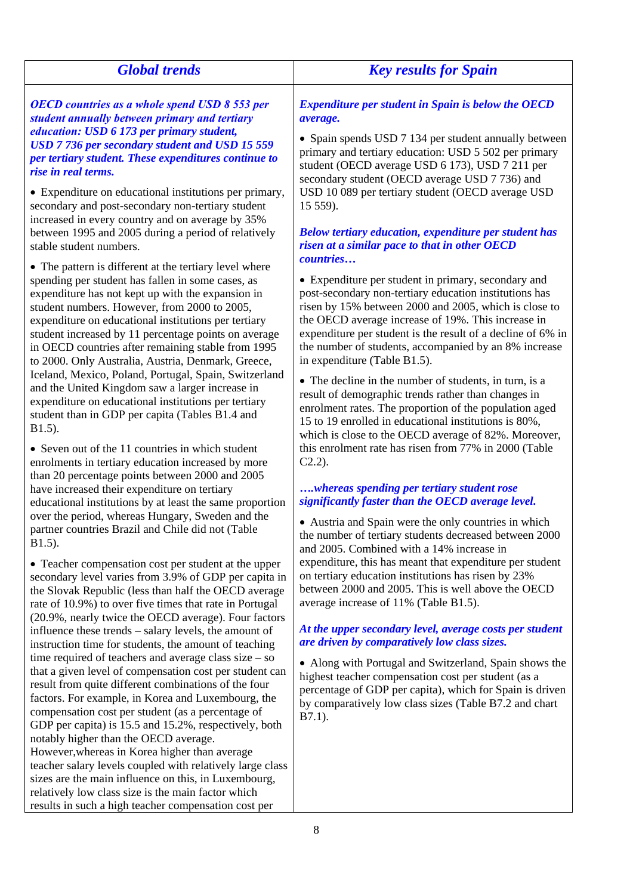## Global trends

***OECD countries as a whole spend USD 8 553 per student annually between primary and tertiary education: USD 6 173 per primary student, USD 7 736 per secondary student and USD 15 559 per tertiary student. These expenditures continue to rise in real terms.***

- Expenditure on educational institutions per primary, secondary and post-secondary non-tertiary student increased in every country and on average by 35% between 1995 and 2005 during a period of relatively stable student numbers.
- The pattern is different at the tertiary level where spending per student has fallen in some cases, as expenditure has not kept up with the expansion in student numbers. However, from 2000 to 2005, expenditure on educational institutions per tertiary student increased by 11 percentage points on average in OECD countries after remaining stable from 1995 to 2000. Only Australia, Austria, Denmark, Greece, Iceland, Mexico, Poland, Portugal, Spain, Switzerland and the United Kingdom saw a larger increase in expenditure on educational institutions per tertiary student than in GDP per capita (Tables B1.4 and B1.5).
- Seven out of the 11 countries in which student enrolments in tertiary education increased by more than 20 percentage points between 2000 and 2005 have increased their expenditure on tertiary educational institutions by at least the same proportion over the period, whereas Hungary, Sweden and the partner countries Brazil and Chile did not (Table B1.5).
- Teacher compensation cost per student at the upper secondary level varies from 3.9% of GDP per capita in the Slovak Republic (less than half the OECD average rate of 10.9%) to over five times that rate in Portugal (20.9%, nearly twice the OECD average). Four factors influence these trends – salary levels, the amount of instruction time for students, the amount of teaching time required of teachers and average class size – so that a given level of compensation cost per student can result from quite different combinations of the four factors. For example, in Korea and Luxembourg, the compensation cost per student (as a percentage of GDP per capita) is 15.5 and 15.2%, respectively, both notably higher than the OECD average. However,whereas in Korea higher than average teacher salary levels coupled with relatively large class sizes are the main influence on this, in Luxembourg, relatively low class size is the main factor which results in such a high teacher compensation cost per

## Key results for Spain

***Expenditure per student in Spain is below the OECD average.***

- Spain spends USD 7 134 per student annually between primary and tertiary education: USD 5 502 per primary student (OECD average USD 6 173), USD 7 211 per secondary student (OECD average USD 7 736) and USD 10 089 per tertiary student (OECD average USD 15 559).

***Below tertiary education, expenditure per student has risen at a similar pace to that in other OECD countries…***

- Expenditure per student in primary, secondary and post-secondary non-tertiary education institutions has risen by 15% between 2000 and 2005, which is close to the OECD average increase of 19%. This increase in expenditure per student is the result of a decline of 6% in the number of students, accompanied by an 8% increase in expenditure (Table B1.5).
- The decline in the number of students, in turn, is a result of demographic trends rather than changes in enrolment rates. The proportion of the population aged 15 to 19 enrolled in educational institutions is 80%, which is close to the OECD average of 82%. Moreover, this enrolment rate has risen from 77% in 2000 (Table C2.2).

***….whereas spending per tertiary student rose significantly faster than the OECD average level.***

- Austria and Spain were the only countries in which the number of tertiary students decreased between 2000 and 2005. Combined with a 14% increase in expenditure, this has meant that expenditure per student on tertiary education institutions has risen by 23% between 2000 and 2005. This is well above the OECD average increase of 11% (Table B1.5).

***At the upper secondary level, average costs per student are driven by comparatively low class sizes.***

- Along with Portugal and Switzerland, Spain shows the highest teacher compensation cost per student (as a percentage of GDP per capita), which for Spain is driven by comparatively low class sizes (Table B7.2 and chart B7.1).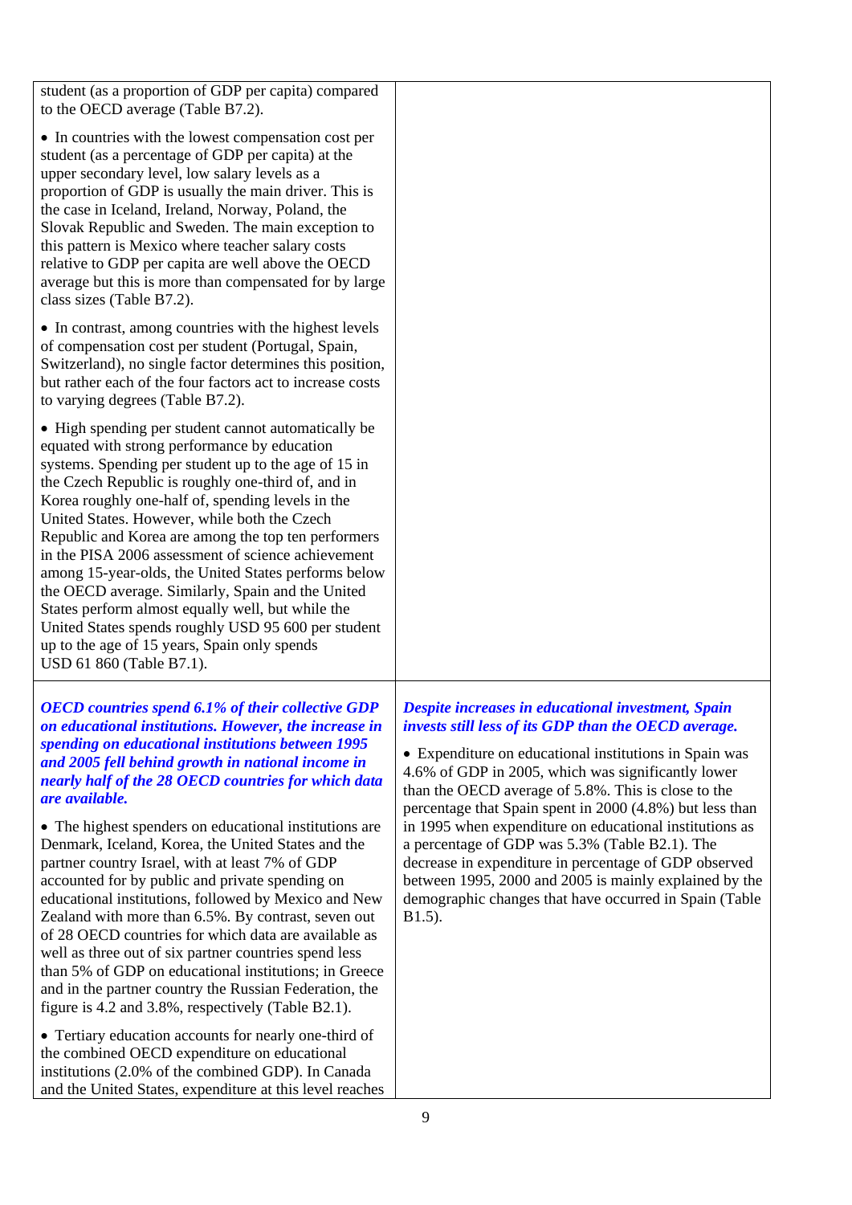student (as a proportion of GDP per capita) compared to the OECD average (Table B7.2).

- In countries with the lowest compensation cost per student (as a percentage of GDP per capita) at the upper secondary level, low salary levels as a proportion of GDP is usually the main driver. This is the case in Iceland, Ireland, Norway, Poland, the Slovak Republic and Sweden. The main exception to this pattern is Mexico where teacher salary costs relative to GDP per capita are well above the OECD average but this is more than compensated for by large class sizes (Table B7.2).

- In contrast, among countries with the highest levels of compensation cost per student (Portugal, Spain, Switzerland), no single factor determines this position, but rather each of the four factors act to increase costs to varying degrees (Table B7.2).

- High spending per student cannot automatically be equated with strong performance by education systems. Spending per student up to the age of 15 in the Czech Republic is roughly one-third of, and in Korea roughly one-half of, spending levels in the United States. However, while both the Czech Republic and Korea are among the top ten performers in the PISA 2006 assessment of science achievement among 15-year-olds, the United States performs below the OECD average. Similarly, Spain and the United States perform almost equally well, but while the United States spends roughly USD 95 600 per student up to the age of 15 years, Spain only spends USD 61 860 (Table B7.1).

***OECD countries spend 6.1% of their collective GDP on educational institutions. However, the increase in spending on educational institutions between 1995 and 2005 fell behind growth in national income in nearly half of the 28 OECD countries for which data are available.***

- The highest spenders on educational institutions are Denmark, Iceland, Korea, the United States and the partner country Israel, with at least 7% of GDP accounted for by public and private spending on educational institutions, followed by Mexico and New Zealand with more than 6.5%. By contrast, seven out of 28 OECD countries for which data are available as well as three out of six partner countries spend less than 5% of GDP on educational institutions; in Greece and in the partner country the Russian Federation, the figure is 4.2 and 3.8%, respectively (Table B2.1).

- Tertiary education accounts for nearly one-third of the combined OECD expenditure on educational institutions (2.0% of the combined GDP). In Canada and the United States, expenditure at this level reaches

***Despite increases in educational investment, Spain invests still less of its GDP than the OECD average.***

- Expenditure on educational institutions in Spain was 4.6% of GDP in 2005, which was significantly lower than the OECD average of 5.8%. This is close to the percentage that Spain spent in 2000 (4.8%) but less than in 1995 when expenditure on educational institutions as a percentage of GDP was 5.3% (Table B2.1). The decrease in expenditure in percentage of GDP observed between 1995, 2000 and 2005 is mainly explained by the demographic changes that have occurred in Spain (Table B1.5).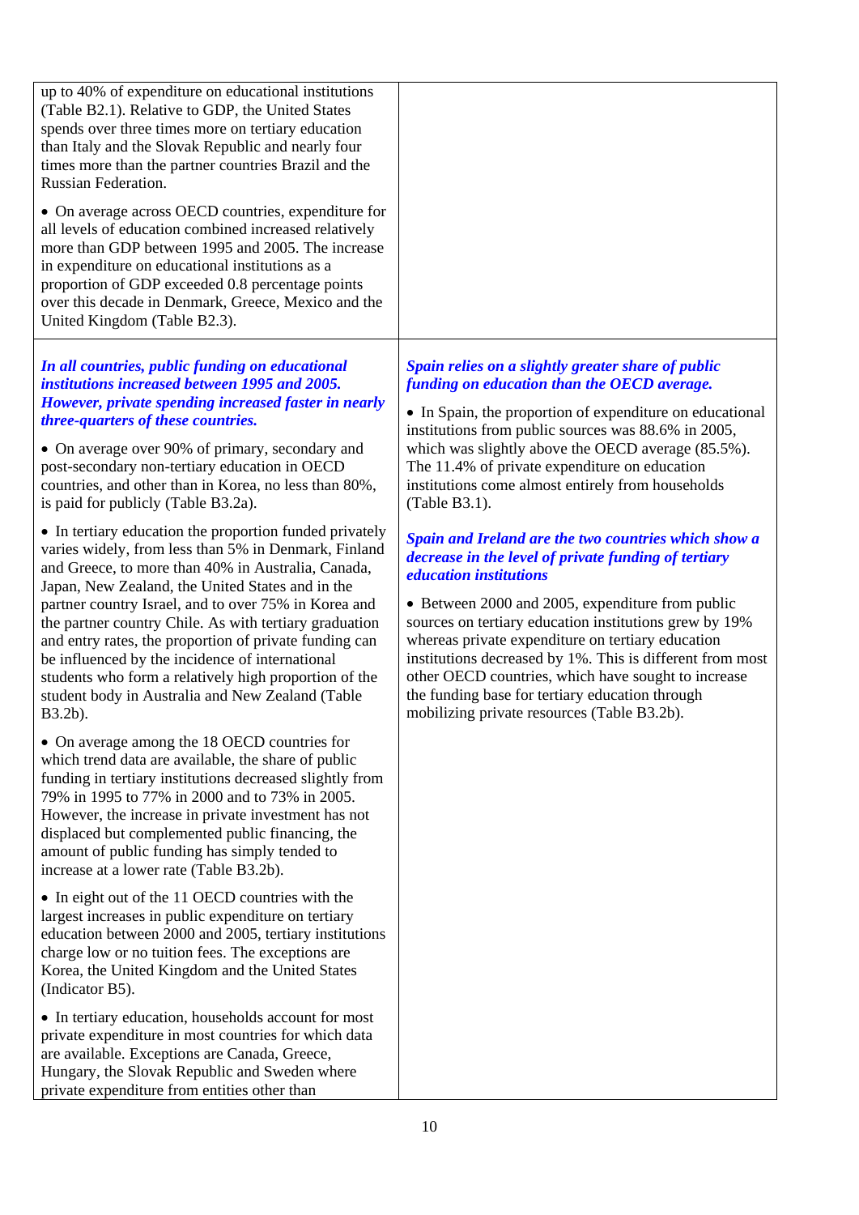up to 40% of expenditure on educational institutions (Table B2.1). Relative to GDP, the United States spends over three times more on tertiary education than Italy and the Slovak Republic and nearly four times more than the partner countries Brazil and the Russian Federation.

- On average across OECD countries, expenditure for all levels of education combined increased relatively more than GDP between 1995 and 2005. The increase in expenditure on educational institutions as a proportion of GDP exceeded 0.8 percentage points over this decade in Denmark, Greece, Mexico and the United Kingdom (Table B2.3).

***In all countries, public funding on educational institutions increased between 1995 and 2005. However, private spending increased faster in nearly three-quarters of these countries.***

- On average over 90% of primary, secondary and post-secondary non-tertiary education in OECD countries, and other than in Korea, no less than 80%, is paid for publicly (Table B3.2a).

- In tertiary education the proportion funded privately varies widely, from less than 5% in Denmark, Finland and Greece, to more than 40% in Australia, Canada, Japan, New Zealand, the United States and in the partner country Israel, and to over 75% in Korea and the partner country Chile. As with tertiary graduation and entry rates, the proportion of private funding can be influenced by the incidence of international students who form a relatively high proportion of the student body in Australia and New Zealand (Table B3.2b).

- On average among the 18 OECD countries for which trend data are available, the share of public funding in tertiary institutions decreased slightly from 79% in 1995 to 77% in 2000 and to 73% in 2005. However, the increase in private investment has not displaced but complemented public financing, the amount of public funding has simply tended to increase at a lower rate (Table B3.2b).

- In eight out of the 11 OECD countries with the largest increases in public expenditure on tertiary education between 2000 and 2005, tertiary institutions charge low or no tuition fees. The exceptions are Korea, the United Kingdom and the United States (Indicator B5).

- In tertiary education, households account for most private expenditure in most countries for which data are available. Exceptions are Canada, Greece, Hungary, the Slovak Republic and Sweden where private expenditure from entities other than

***Spain relies on a slightly greater share of public funding on education than the OECD average.***

- In Spain, the proportion of expenditure on educational institutions from public sources was 88.6% in 2005, which was slightly above the OECD average (85.5%). The 11.4% of private expenditure on education institutions come almost entirely from households (Table B3.1).

***Spain and Ireland are the two countries which show a decrease in the level of private funding of tertiary education institutions***

- Between 2000 and 2005, expenditure from public sources on tertiary education institutions grew by 19% whereas private expenditure on tertiary education institutions decreased by 1%. This is different from most other OECD countries, which have sought to increase the funding base for tertiary education through mobilizing private resources (Table B3.2b).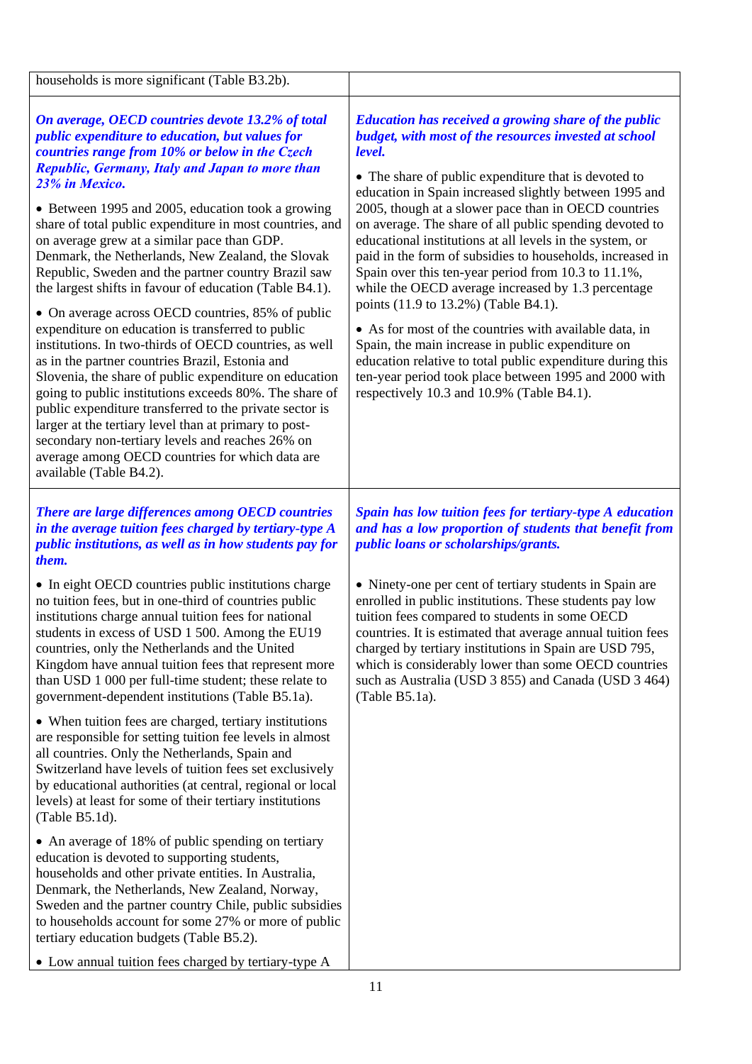households is more significant (Table B3.2b).

***On average, OECD countries devote 13.2% of total public expenditure to education, but values for countries range from 10% or below in the Czech Republic, Germany, Italy and Japan to more than 23% in Mexico.***

- Between 1995 and 2005, education took a growing share of total public expenditure in most countries, and on average grew at a similar pace than GDP. Denmark, the Netherlands, New Zealand, the Slovak Republic, Sweden and the partner country Brazil saw the largest shifts in favour of education (Table B4.1).
- On average across OECD countries, 85% of public expenditure on education is transferred to public institutions. In two-thirds of OECD countries, as well as in the partner countries Brazil, Estonia and Slovenia, the share of public expenditure on education going to public institutions exceeds 80%. The share of public expenditure transferred to the private sector is larger at the tertiary level than at primary to post-secondary non-tertiary levels and reaches 26% on average among OECD countries for which data are available (Table B4.2).

***Education has received a growing share of the public budget, with most of the resources invested at school level.***

- The share of public expenditure that is devoted to education in Spain increased slightly between 1995 and 2005, though at a slower pace than in OECD countries on average. The share of all public spending devoted to educational institutions at all levels in the system, or paid in the form of subsidies to households, increased in Spain over this ten-year period from 10.3 to 11.1%, while the OECD average increased by 1.3 percentage points (11.9 to 13.2%) (Table B4.1).
- As for most of the countries with available data, in Spain, the main increase in public expenditure on education relative to total public expenditure during this ten-year period took place between 1995 and 2000 with respectively 10.3 and 10.9% (Table B4.1).

***There are large differences among OECD countries in the average tuition fees charged by tertiary-type A public institutions, as well as in how students pay for them.***

- In eight OECD countries public institutions charge no tuition fees, but in one-third of countries public institutions charge annual tuition fees for national students in excess of USD 1 500. Among the EU19 countries, only the Netherlands and the United Kingdom have annual tuition fees that represent more than USD 1 000 per full-time student; these relate to government-dependent institutions (Table B5.1a).
- When tuition fees are charged, tertiary institutions are responsible for setting tuition fee levels in almost all countries. Only the Netherlands, Spain and Switzerland have levels of tuition fees set exclusively by educational authorities (at central, regional or local levels) at least for some of their tertiary institutions (Table B5.1d).
- An average of 18% of public spending on tertiary education is devoted to supporting students, households and other private entities. In Australia, Denmark, the Netherlands, New Zealand, Norway, Sweden and the partner country Chile, public subsidies to households account for some 27% or more of public tertiary education budgets (Table B5.2).
- Low annual tuition fees charged by tertiary-type A

***Spain has low tuition fees for tertiary-type A education and has a low proportion of students that benefit from public loans or scholarships/grants.***

- Ninety-one per cent of tertiary students in Spain are enrolled in public institutions. These students pay low tuition fees compared to students in some OECD countries. It is estimated that average annual tuition fees charged by tertiary institutions in Spain are USD 795, which is considerably lower than some OECD countries such as Australia (USD 3 855) and Canada (USD 3 464) (Table B5.1a).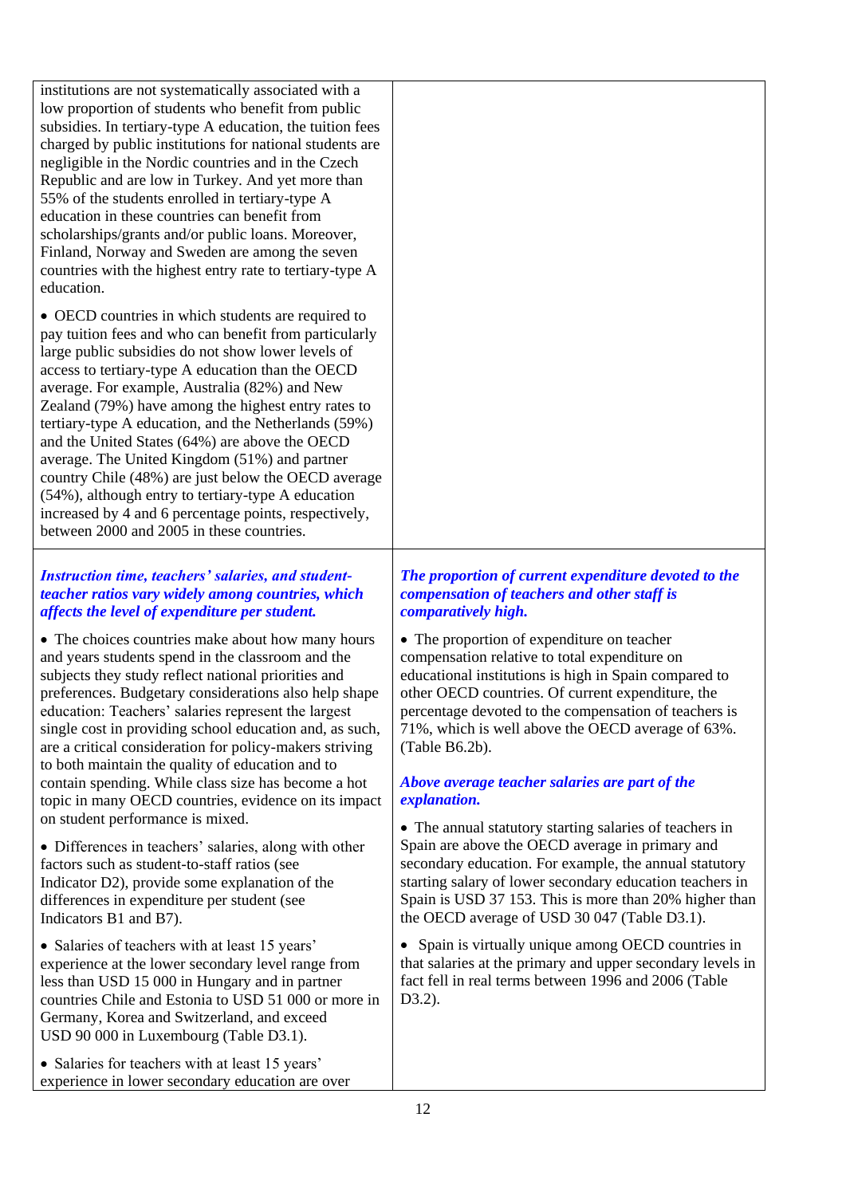institutions are not systematically associated with a low proportion of students who benefit from public subsidies. In tertiary-type A education, the tuition fees charged by public institutions for national students are negligible in the Nordic countries and in the Czech Republic and are low in Turkey. And yet more than 55% of the students enrolled in tertiary-type A education in these countries can benefit from scholarships/grants and/or public loans. Moreover, Finland, Norway and Sweden are among the seven countries with the highest entry rate to tertiary-type A education.

- OECD countries in which students are required to pay tuition fees and who can benefit from particularly large public subsidies do not show lower levels of access to tertiary-type A education than the OECD average. For example, Australia (82%) and New Zealand (79%) have among the highest entry rates to tertiary-type A education, and the Netherlands (59%) and the United States (64%) are above the OECD average. The United Kingdom (51%) and partner country Chile (48%) are just below the OECD average (54%), although entry to tertiary-type A education increased by 4 and 6 percentage points, respectively, between 2000 and 2005 in these countries.

***Instruction time, teachers' salaries, and student-teacher ratios vary widely among countries, which affects the level of expenditure per student.***

- The choices countries make about how many hours and years students spend in the classroom and the subjects they study reflect national priorities and preferences. Budgetary considerations also help shape education: Teachers' salaries represent the largest single cost in providing school education and, as such, are a critical consideration for policy-makers striving to both maintain the quality of education and to contain spending. While class size has become a hot topic in many OECD countries, evidence on its impact on student performance is mixed.

- Differences in teachers' salaries, along with other factors such as student-to-staff ratios (see Indicator D2), provide some explanation of the differences in expenditure per student (see Indicators B1 and B7).

- Salaries of teachers with at least 15 years' experience at the lower secondary level range from less than USD 15 000 in Hungary and in partner countries Chile and Estonia to USD 51 000 or more in Germany, Korea and Switzerland, and exceed USD 90 000 in Luxembourg (Table D3.1).

- Salaries for teachers with at least 15 years' experience in lower secondary education are over

***The proportion of current expenditure devoted to the compensation of teachers and other staff is comparatively high.***

- The proportion of expenditure on teacher compensation relative to total expenditure on educational institutions is high in Spain compared to other OECD countries. Of current expenditure, the percentage devoted to the compensation of teachers is 71%, which is well above the OECD average of 63%. (Table B6.2b).

***Above average teacher salaries are part of the explanation.***

- The annual statutory starting salaries of teachers in Spain are above the OECD average in primary and secondary education. For example, the annual statutory starting salary of lower secondary education teachers in Spain is USD 37 153. This is more than 20% higher than the OECD average of USD 30 047 (Table D3.1).

- Spain is virtually unique among OECD countries in that salaries at the primary and upper secondary levels in fact fell in real terms between 1996 and 2006 (Table D3.2).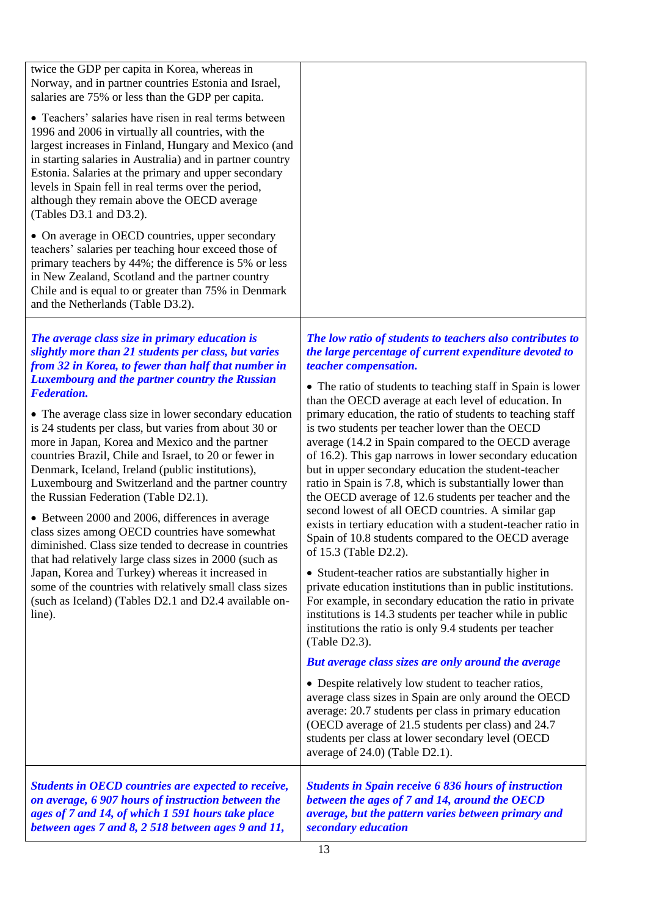twice the GDP per capita in Korea, whereas in Norway, and in partner countries Estonia and Israel, salaries are 75% or less than the GDP per capita.

- Teachers' salaries have risen in real terms between 1996 and 2006 in virtually all countries, with the largest increases in Finland, Hungary and Mexico (and in starting salaries in Australia) and in partner country Estonia. Salaries at the primary and upper secondary levels in Spain fell in real terms over the period, although they remain above the OECD average (Tables D3.1 and D3.2).
- On average in OECD countries, upper secondary teachers' salaries per teaching hour exceed those of primary teachers by 44%; the difference is 5% or less in New Zealand, Scotland and the partner country Chile and is equal to or greater than 75% in Denmark and the Netherlands (Table D3.2).

***The average class size in primary education is slightly more than 21 students per class, but varies from 32 in Korea, to fewer than half that number in Luxembourg and the partner country the Russian Federation.***

- The average class size in lower secondary education is 24 students per class, but varies from about 30 or more in Japan, Korea and Mexico and the partner countries Brazil, Chile and Israel, to 20 or fewer in Denmark, Iceland, Ireland (public institutions), Luxembourg and Switzerland and the partner country the Russian Federation (Table D2.1).
- Between 2000 and 2006, differences in average class sizes among OECD countries have somewhat diminished. Class size tended to decrease in countries that had relatively large class sizes in 2000 (such as Japan, Korea and Turkey) whereas it increased in some of the countries with relatively small class sizes (such as Iceland) (Tables D2.1 and D2.4 available on-line).

***The low ratio of students to teachers also contributes to the large percentage of current expenditure devoted to teacher compensation.***

- The ratio of students to teaching staff in Spain is lower than the OECD average at each level of education. In primary education, the ratio of students to teaching staff is two students per teacher lower than the OECD average (14.2 in Spain compared to the OECD average of 16.2). This gap narrows in lower secondary education but in upper secondary education the student-teacher ratio in Spain is 7.8, which is substantially lower than the OECD average of 12.6 students per teacher and the second lowest of all OECD countries. A similar gap exists in tertiary education with a student-teacher ratio in Spain of 10.8 students compared to the OECD average of 15.3 (Table D2.2).
- Student-teacher ratios are substantially higher in private education institutions than in public institutions. For example, in secondary education the ratio in private institutions is 14.3 students per teacher while in public institutions the ratio is only 9.4 students per teacher (Table D2.3).

***But average class sizes are only around the average***

- Despite relatively low student to teacher ratios, average class sizes in Spain are only around the OECD average: 20.7 students per class in primary education (OECD average of 21.5 students per class) and 24.7 students per class at lower secondary level (OECD average of 24.0) (Table D2.1).

***Students in OECD countries are expected to receive, on average, 6 907 hours of instruction between the ages of 7 and 14, of which 1 591 hours take place between ages 7 and 8, 2 518 between ages 9 and 11,***

***Students in Spain receive 6 836 hours of instruction between the ages of 7 and 14, around the OECD average, but the pattern varies between primary and secondary education***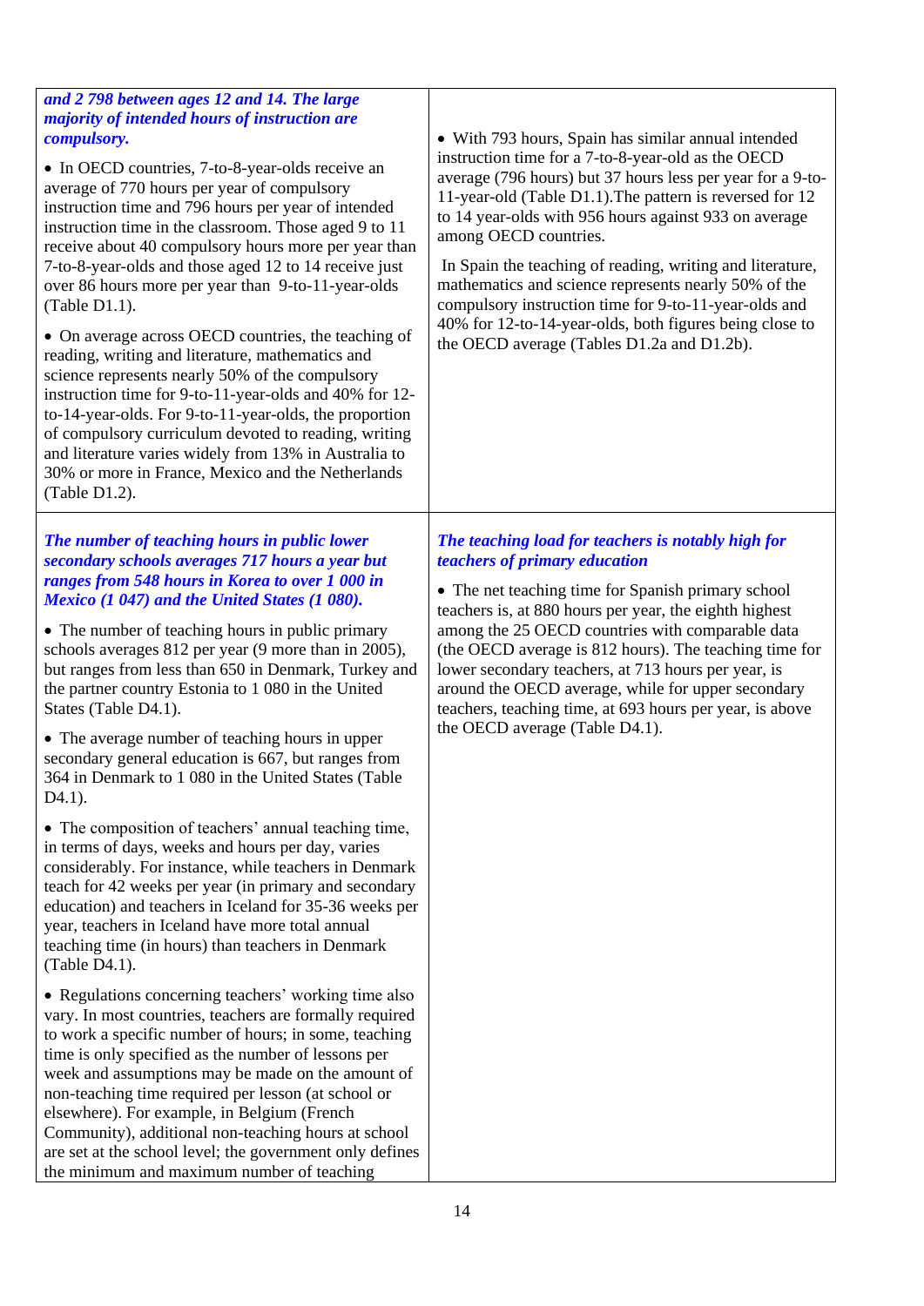***and 2 798 between ages 12 and 14. The large majority of intended hours of instruction are compulsory.***

- In OECD countries, 7-to-8-year-olds receive an average of 770 hours per year of compulsory instruction time and 796 hours per year of intended instruction time in the classroom. Those aged 9 to 11 receive about 40 compulsory hours more per year than 7-to-8-year-olds and those aged 12 to 14 receive just over 86 hours more per year than 9-to-11-year-olds (Table D1.1).

- On average across OECD countries, the teaching of reading, writing and literature, mathematics and science represents nearly 50% of the compulsory instruction time for 9-to-11-year-olds and 40% for 12-to-14-year-olds. For 9-to-11-year-olds, the proportion of compulsory curriculum devoted to reading, writing and literature varies widely from 13% in Australia to 30% or more in France, Mexico and the Netherlands (Table D1.2).

- With 793 hours, Spain has similar annual intended instruction time for a 7-to-8-year-old as the OECD average (796 hours) but 37 hours less per year for a 9-to-11-year-old (Table D1.1).The pattern is reversed for 12 to 14 year-olds with 956 hours against 933 on average among OECD countries.

In Spain the teaching of reading, writing and literature, mathematics and science represents nearly 50% of the compulsory instruction time for 9-to-11-year-olds and 40% for 12-to-14-year-olds, both figures being close to the OECD average (Tables D1.2a and D1.2b).

***The number of teaching hours in public lower secondary schools averages 717 hours a year but ranges from 548 hours in Korea to over 1 000 in Mexico (1 047) and the United States (1 080).***

- The number of teaching hours in public primary schools averages 812 per year (9 more than in 2005), but ranges from less than 650 in Denmark, Turkey and the partner country Estonia to 1 080 in the United States (Table D4.1).

- The average number of teaching hours in upper secondary general education is 667, but ranges from 364 in Denmark to 1 080 in the United States (Table D4.1).

- The composition of teachers' annual teaching time, in terms of days, weeks and hours per day, varies considerably. For instance, while teachers in Denmark teach for 42 weeks per year (in primary and secondary education) and teachers in Iceland for 35-36 weeks per year, teachers in Iceland have more total annual teaching time (in hours) than teachers in Denmark (Table D4.1).

- Regulations concerning teachers' working time also vary. In most countries, teachers are formally required to work a specific number of hours; in some, teaching time is only specified as the number of lessons per week and assumptions may be made on the amount of non-teaching time required per lesson (at school or elsewhere). For example, in Belgium (French Community), additional non-teaching hours at school are set at the school level; the government only defines the minimum and maximum number of teaching

***The teaching load for teachers is notably high for teachers of primary education***

- The net teaching time for Spanish primary school teachers is, at 880 hours per year, the eighth highest among the 25 OECD countries with comparable data (the OECD average is 812 hours). The teaching time for lower secondary teachers, at 713 hours per year, is around the OECD average, while for upper secondary teachers, teaching time, at 693 hours per year, is above the OECD average (Table D4.1).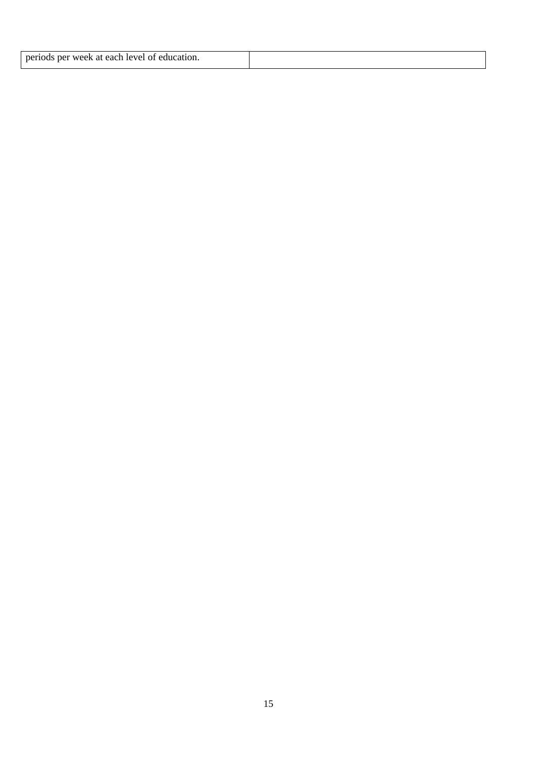| periods per week at each level of education. | |
|---|---|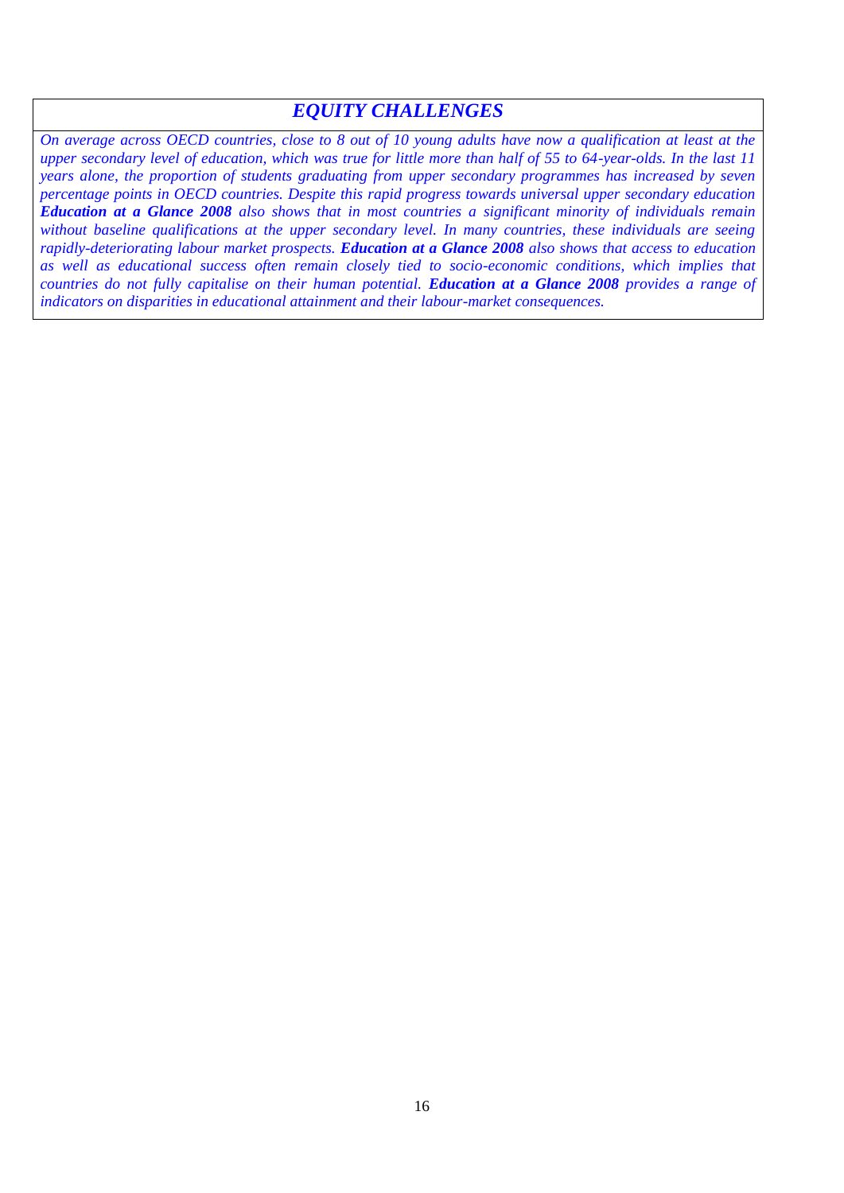## *EQUITY CHALLENGES*

*On average across OECD countries, close to 8 out of 10 young adults have now a qualification at least at the upper secondary level of education, which was true for little more than half of 55 to 64-year-olds. In the last 11 years alone, the proportion of students graduating from upper secondary programmes has increased by seven percentage points in OECD countries. Despite this rapid progress towards universal upper secondary education* ***Education at a Glance 2008*** *also shows that in most countries a significant minority of individuals remain without baseline qualifications at the upper secondary level. In many countries, these individuals are seeing rapidly-deteriorating labour market prospects.* ***Education at a Glance 2008*** *also shows that access to education as well as educational success often remain closely tied to socio-economic conditions, which implies that countries do not fully capitalise on their human potential.* ***Education at a Glance 2008*** *provides a range of indicators on disparities in educational attainment and their labour-market consequences.*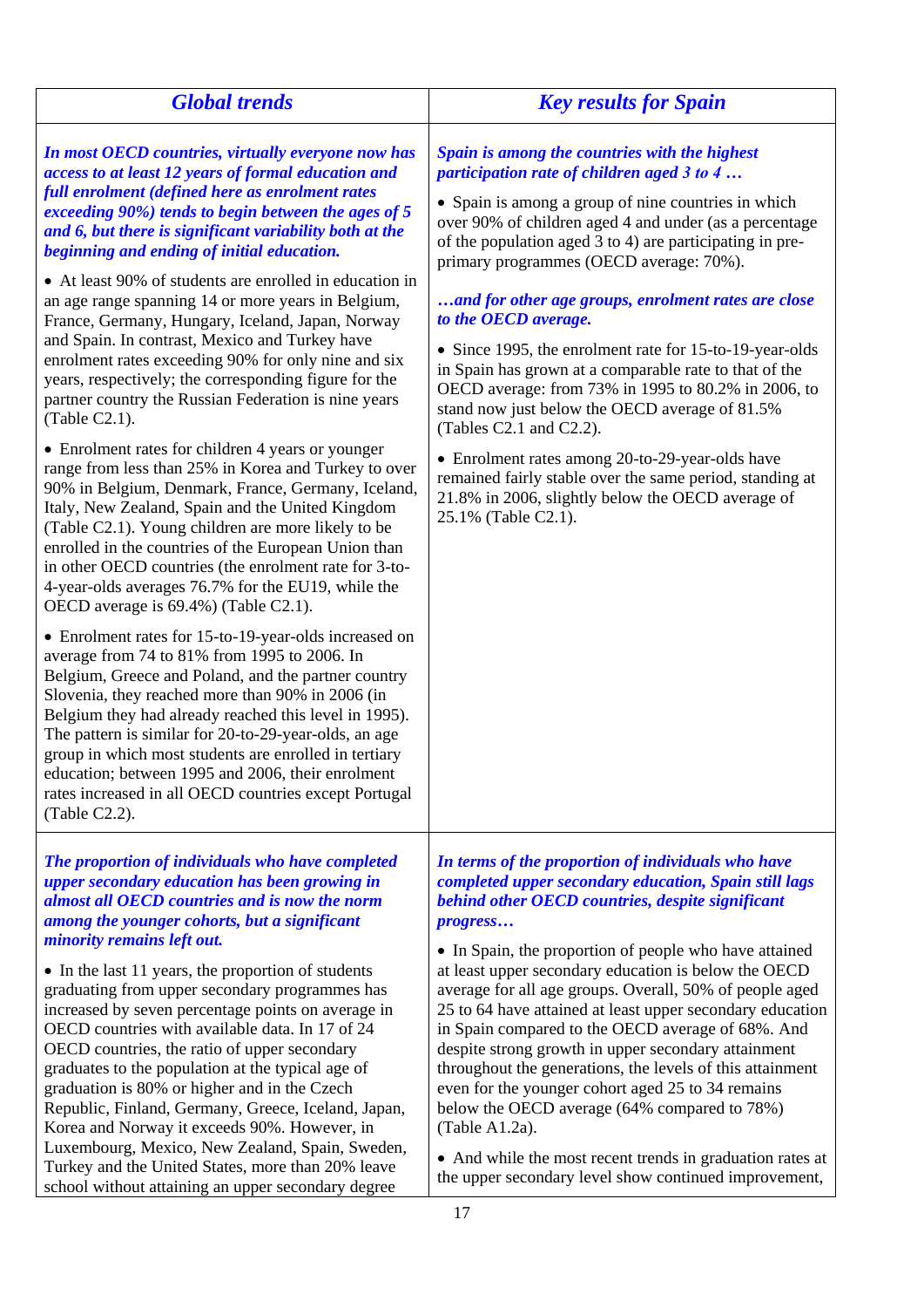| Global trends | Key results for Spain |
|---|---|
| ***In most OECD countries, virtually everyone now has access to at least 12 years of formal education and full enrolment (defined here as enrolment rates exceeding 90%) tends to begin between the ages of 5 and 6, but there is significant variability both at the beginning and ending of initial education.*** <br><br> • At least 90% of students are enrolled in education in an age range spanning 14 or more years in Belgium, France, Germany, Hungary, Iceland, Japan, Norway and Spain. In contrast, Mexico and Turkey have enrolment rates exceeding 90% for only nine and six years, respectively; the corresponding figure for the partner country the Russian Federation is nine years (Table C2.1). <br><br> • Enrolment rates for children 4 years or younger range from less than 25% in Korea and Turkey to over 90% in Belgium, Denmark, France, Germany, Iceland, Italy, New Zealand, Spain and the United Kingdom (Table C2.1). Young children are more likely to be enrolled in the countries of the European Union than in other OECD countries (the enrolment rate for 3-to-4-year-olds averages 76.7% for the EU19, while the OECD average is 69.4%) (Table C2.1). <br><br> • Enrolment rates for 15-to-19-year-olds increased on average from 74 to 81% from 1995 to 2006. In Belgium, Greece and Poland, and the partner country Slovenia, they reached more than 90% in 2006 (in Belgium they had already reached this level in 1995). The pattern is similar for 20-to-29-year-olds, an age group in which most students are enrolled in tertiary education; between 1995 and 2006, their enrolment rates increased in all OECD countries except Portugal (Table C2.2). | ***Spain is among the countries with the highest participation rate of children aged 3 to 4 …*** <br><br> • Spain is among a group of nine countries in which over 90% of children aged 4 and under (as a percentage of the population aged 3 to 4) are participating in pre-primary programmes (OECD average: 70%). <br><br> ***…and for other age groups, enrolment rates are close to the OECD average.*** <br><br> • Since 1995, the enrolment rate for 15-to-19-year-olds in Spain has grown at a comparable rate to that of the OECD average: from 73% in 1995 to 80.2% in 2006, to stand now just below the OECD average of 81.5% (Tables C2.1 and C2.2). <br><br> • Enrolment rates among 20-to-29-year-olds have remained fairly stable over the same period, standing at 21.8% in 2006, slightly below the OECD average of 25.1% (Table C2.1). |
| ***The proportion of individuals who have completed upper secondary education has been growing in almost all OECD countries and is now the norm among the younger cohorts, but a significant minority remains left out.*** <br><br> • In the last 11 years, the proportion of students graduating from upper secondary programmes has increased by seven percentage points on average in OECD countries with available data. In 17 of 24 OECD countries, the ratio of upper secondary graduates to the population at the typical age of graduation is 80% or higher and in the Czech Republic, Finland, Germany, Greece, Iceland, Japan, Korea and Norway it exceeds 90%. However, in Luxembourg, Mexico, New Zealand, Spain, Sweden, Turkey and the United States, more than 20% leave school without attaining an upper secondary degree | ***In terms of the proportion of individuals who have completed upper secondary education, Spain still lags behind other OECD countries, despite significant progress…*** <br><br> • In Spain, the proportion of people who have attained at least upper secondary education is below the OECD average for all age groups. Overall, 50% of people aged 25 to 64 have attained at least upper secondary education in Spain compared to the OECD average of 68%. And despite strong growth in upper secondary attainment throughout the generations, the levels of this attainment even for the younger cohort aged 25 to 34 remains below the OECD average (64% compared to 78%) (Table A1.2a). <br><br> • And while the most recent trends in graduation rates at the upper secondary level show continued improvement, |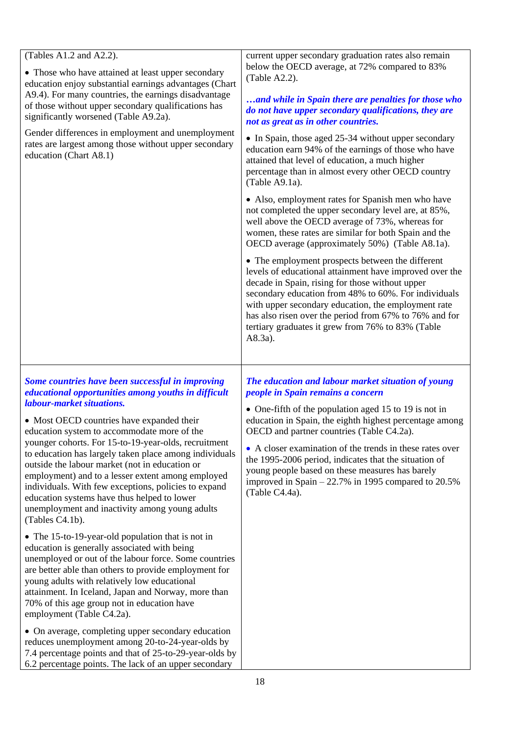(Tables A1.2 and A2.2).

- Those who have attained at least upper secondary education enjoy substantial earnings advantages (Chart A9.4). For many countries, the earnings disadvantage of those without upper secondary qualifications has significantly worsened (Table A9.2a).

Gender differences in employment and unemployment rates are largest among those without upper secondary education (Chart A8.1)

current upper secondary graduation rates also remain below the OECD average, at 72% compared to 83% (Table A2.2).

***…and while in Spain there are penalties for those who do not have upper secondary qualifications, they are not as great as in other countries.***

- In Spain, those aged 25-34 without upper secondary education earn 94% of the earnings of those who have attained that level of education, a much higher percentage than in almost every other OECD country (Table A9.1a).

- Also, employment rates for Spanish men who have not completed the upper secondary level are, at 85%, well above the OECD average of 73%, whereas for women, these rates are similar for both Spain and the OECD average (approximately 50%) (Table A8.1a).

- The employment prospects between the different levels of educational attainment have improved over the decade in Spain, rising for those without upper secondary education from 48% to 60%. For individuals with upper secondary education, the employment rate has also risen over the period from 67% to 76% and for tertiary graduates it grew from 76% to 83% (Table A8.3a).

***Some countries have been successful in improving educational opportunities among youths in difficult labour-market situations.***

- Most OECD countries have expanded their education system to accommodate more of the younger cohorts. For 15-to-19-year-olds, recruitment to education has largely taken place among individuals outside the labour market (not in education or employment) and to a lesser extent among employed individuals. With few exceptions, policies to expand education systems have thus helped to lower unemployment and inactivity among young adults (Tables C4.1b).

- The 15-to-19-year-old population that is not in education is generally associated with being unemployed or out of the labour force. Some countries are better able than others to provide employment for young adults with relatively low educational attainment. In Iceland, Japan and Norway, more than 70% of this age group not in education have employment (Table C4.2a).

- On average, completing upper secondary education reduces unemployment among 20-to-24-year-olds by 7.4 percentage points and that of 25-to-29-year-olds by 6.2 percentage points. The lack of an upper secondary

***The education and labour market situation of young people in Spain remains a concern***

- One-fifth of the population aged 15 to 19 is not in education in Spain, the eighth highest percentage among OECD and partner countries (Table C4.2a).

- A closer examination of the trends in these rates over the 1995-2006 period, indicates that the situation of young people based on these measures has barely improved in Spain – 22.7% in 1995 compared to 20.5% (Table C4.4a).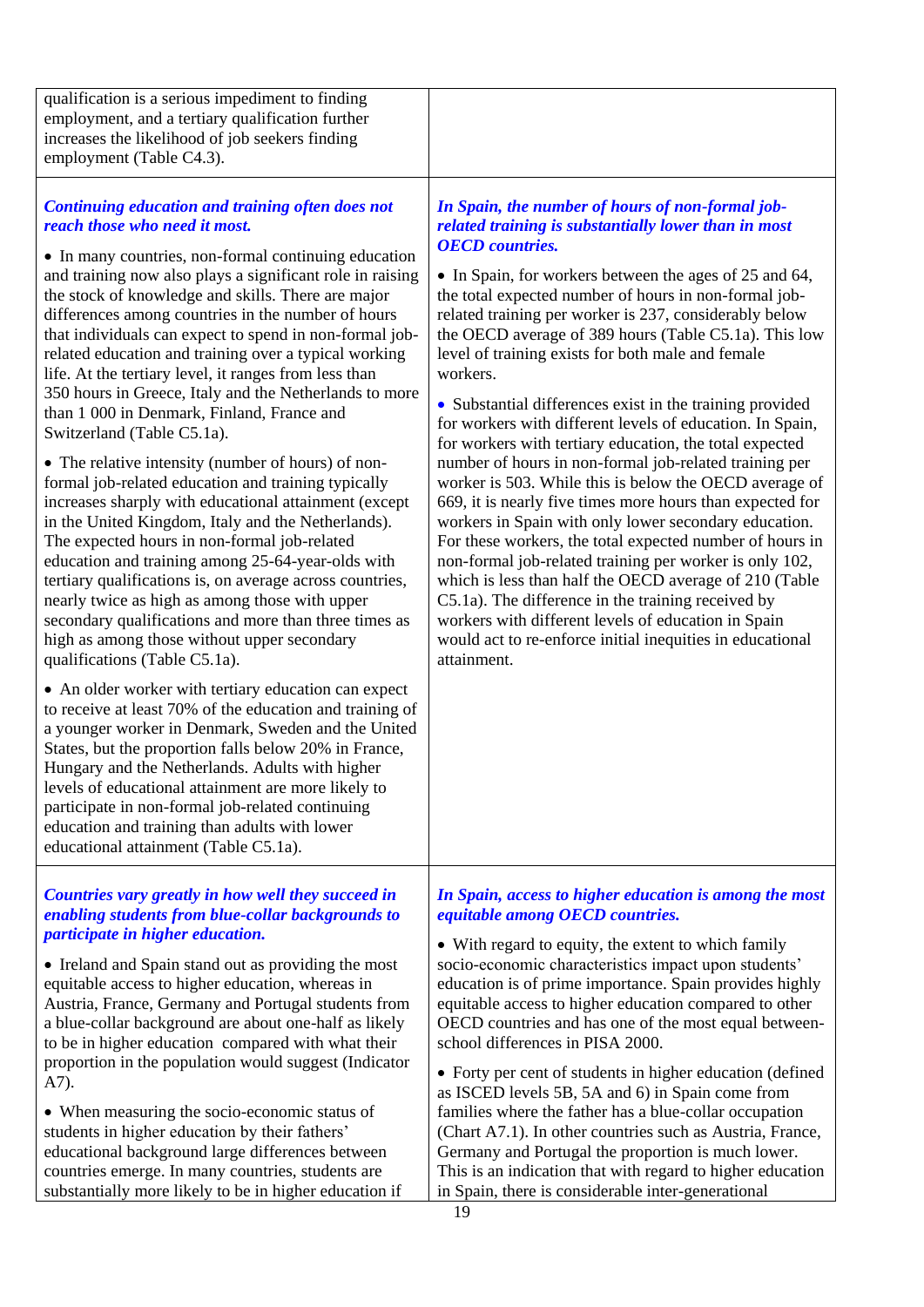qualification is a serious impediment to finding employment, and a tertiary qualification further increases the likelihood of job seekers finding employment (Table C4.3).

***Continuing education and training often does not reach those who need it most.***

- In many countries, non-formal continuing education and training now also plays a significant role in raising the stock of knowledge and skills. There are major differences among countries in the number of hours that individuals can expect to spend in non-formal job-related education and training over a typical working life. At the tertiary level, it ranges from less than 350 hours in Greece, Italy and the Netherlands to more than 1 000 in Denmark, Finland, France and Switzerland (Table C5.1a).
- The relative intensity (number of hours) of non-formal job-related education and training typically increases sharply with educational attainment (except in the United Kingdom, Italy and the Netherlands). The expected hours in non-formal job-related education and training among 25-64-year-olds with tertiary qualifications is, on average across countries, nearly twice as high as among those with upper secondary qualifications and more than three times as high as among those without upper secondary qualifications (Table C5.1a).
- An older worker with tertiary education can expect to receive at least 70% of the education and training of a younger worker in Denmark, Sweden and the United States, but the proportion falls below 20% in France, Hungary and the Netherlands. Adults with higher levels of educational attainment are more likely to participate in non-formal job-related continuing education and training than adults with lower educational attainment (Table C5.1a).

***In Spain, the number of hours of non-formal job-related training is substantially lower than in most OECD countries.***

- In Spain, for workers between the ages of 25 and 64, the total expected number of hours in non-formal job-related training per worker is 237, considerably below the OECD average of 389 hours (Table C5.1a). This low level of training exists for both male and female workers.
- Substantial differences exist in the training provided for workers with different levels of education. In Spain, for workers with tertiary education, the total expected number of hours in non-formal job-related training per worker is 503. While this is below the OECD average of 669, it is nearly five times more hours than expected for workers in Spain with only lower secondary education. For these workers, the total expected number of hours in non-formal job-related training per worker is only 102, which is less than half the OECD average of 210 (Table C5.1a). The difference in the training received by workers with different levels of education in Spain would act to re-enforce initial inequities in educational attainment.

***Countries vary greatly in how well they succeed in enabling students from blue-collar backgrounds to participate in higher education.***

- Ireland and Spain stand out as providing the most equitable access to higher education, whereas in Austria, France, Germany and Portugal students from a blue-collar background are about one-half as likely to be in higher education compared with what their proportion in the population would suggest (Indicator A7).
- When measuring the socio-economic status of students in higher education by their fathers' educational background large differences between countries emerge. In many countries, students are substantially more likely to be in higher education if

***In Spain, access to higher education is among the most equitable among OECD countries.***

- With regard to equity, the extent to which family socio-economic characteristics impact upon students' education is of prime importance. Spain provides highly equitable access to higher education compared to other OECD countries and has one of the most equal between-school differences in PISA 2000.
- Forty per cent of students in higher education (defined as ISCED levels 5B, 5A and 6) in Spain come from families where the father has a blue-collar occupation (Chart A7.1). In other countries such as Austria, France, Germany and Portugal the proportion is much lower. This is an indication that with regard to higher education in Spain, there is considerable inter-generational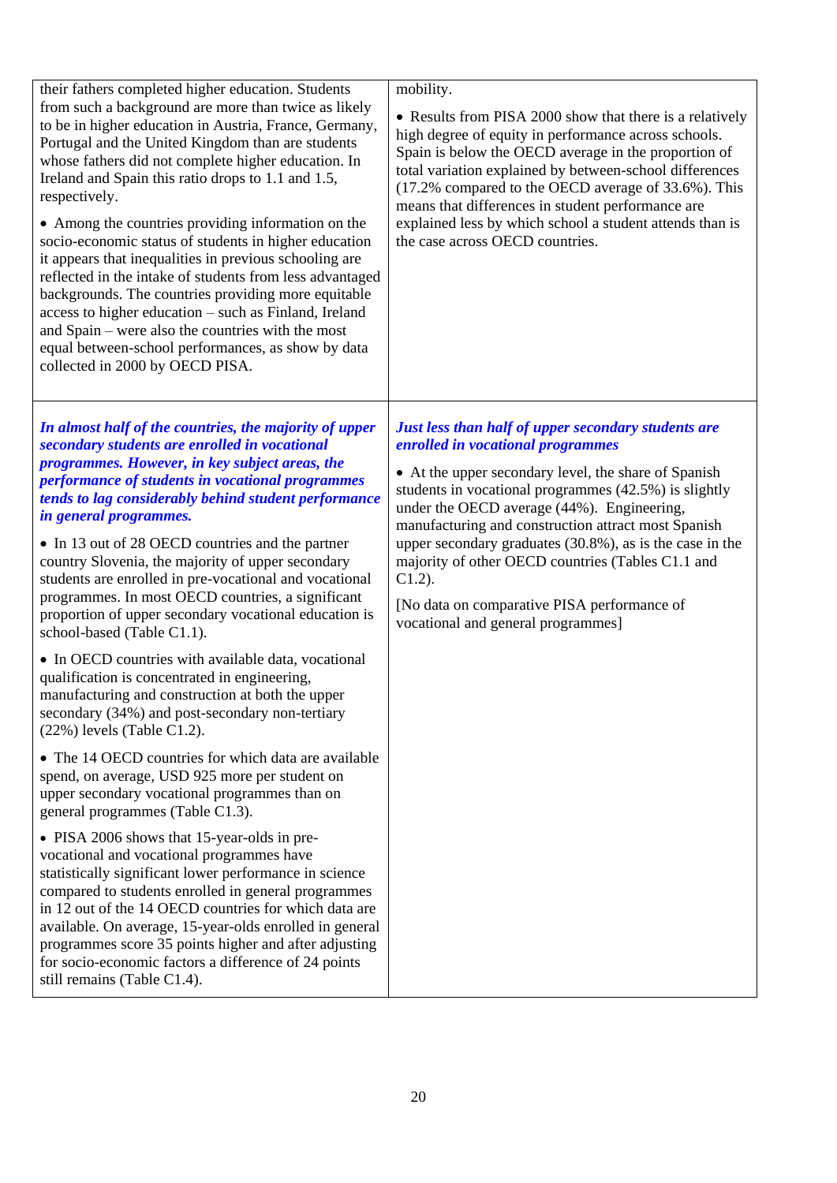| | |
|---|---|
| their fathers completed higher education. Students from such a background are more than twice as likely to be in higher education in Austria, France, Germany, Portugal and the United Kingdom than are students whose fathers did not complete higher education. In Ireland and Spain this ratio drops to 1.1 and 1.5, respectively.<br><br>• Among the countries providing information on the socio-economic status of students in higher education it appears that inequalities in previous schooling are reflected in the intake of students from less advantaged backgrounds. The countries providing more equitable access to higher education – such as Finland, Ireland and Spain – were also the countries with the most equal between-school performances, as show by data collected in 2000 by OECD PISA. | mobility.<br><br>• Results from PISA 2000 show that there is a relatively high degree of equity in performance across schools. Spain is below the OECD average in the proportion of total variation explained by between-school differences (17.2% compared to the OECD average of 33.6%). This means that differences in student performance are explained less by which school a student attends than is the case across OECD countries. |
| ***In almost half of the countries, the majority of upper secondary students are enrolled in vocational programmes. However, in key subject areas, the performance of students in vocational programmes tends to lag considerably behind student performance in general programmes.***<br><br>• In 13 out of 28 OECD countries and the partner country Slovenia, the majority of upper secondary students are enrolled in pre-vocational and vocational programmes. In most OECD countries, a significant proportion of upper secondary vocational education is school-based (Table C1.1).<br><br>• In OECD countries with available data, vocational qualification is concentrated in engineering, manufacturing and construction at both the upper secondary (34%) and post-secondary non-tertiary (22%) levels (Table C1.2).<br><br>• The 14 OECD countries for which data are available spend, on average, USD 925 more per student on upper secondary vocational programmes than on general programmes (Table C1.3).<br><br>• PISA 2006 shows that 15-year-olds in pre-vocational and vocational programmes have statistically significant lower performance in science compared to students enrolled in general programmes in 12 out of the 14 OECD countries for which data are available. On average, 15-year-olds enrolled in general programmes score 35 points higher and after adjusting for socio-economic factors a difference of 24 points still remains (Table C1.4). | ***Just less than half of upper secondary students are enrolled in vocational programmes***<br><br>• At the upper secondary level, the share of Spanish students in vocational programmes (42.5%) is slightly under the OECD average (44%). Engineering, manufacturing and construction attract most Spanish upper secondary graduates (30.8%), as is the case in the majority of other OECD countries (Tables C1.1 and C1.2).<br><br>[No data on comparative PISA performance of vocational and general programmes] |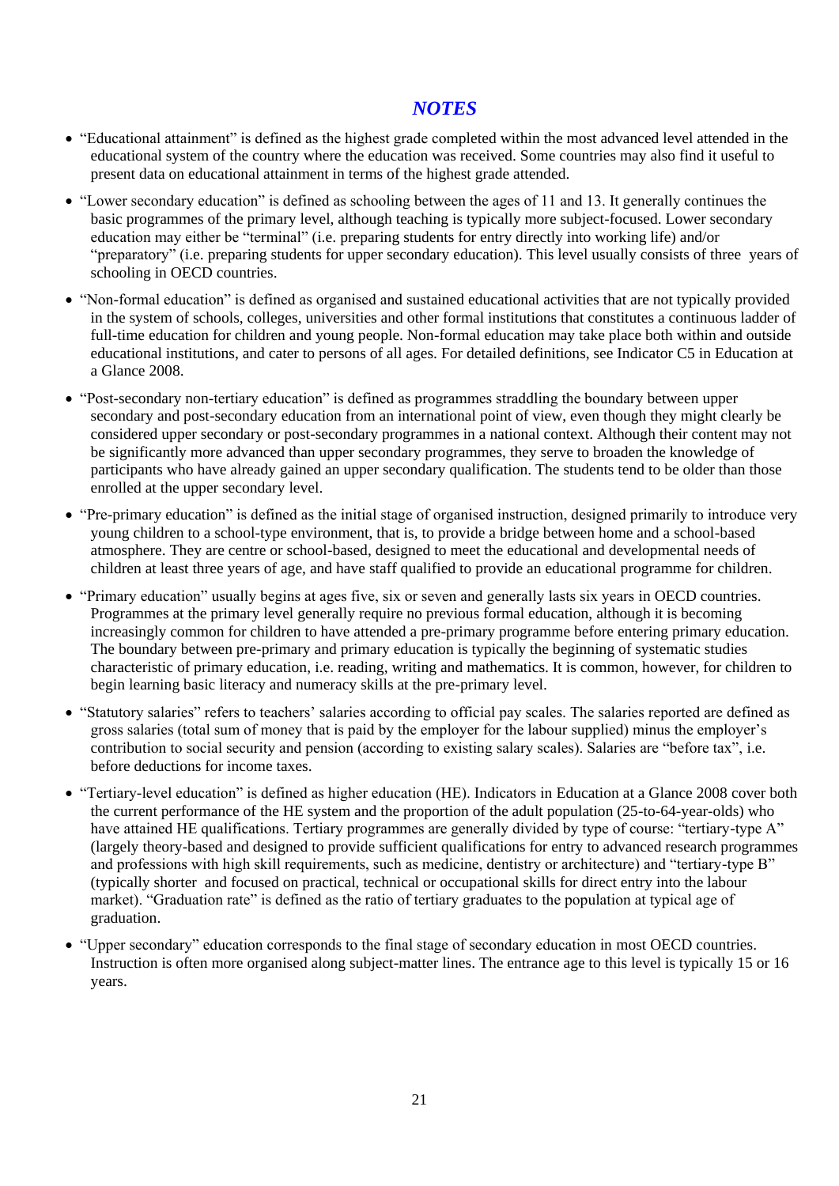# *NOTES*

- "Educational attainment" is defined as the highest grade completed within the most advanced level attended in the educational system of the country where the education was received. Some countries may also find it useful to present data on educational attainment in terms of the highest grade attended.
- "Lower secondary education" is defined as schooling between the ages of 11 and 13. It generally continues the basic programmes of the primary level, although teaching is typically more subject-focused. Lower secondary education may either be "terminal" (i.e. preparing students for entry directly into working life) and/or "preparatory" (i.e. preparing students for upper secondary education). This level usually consists of three years of schooling in OECD countries.
- "Non-formal education" is defined as organised and sustained educational activities that are not typically provided in the system of schools, colleges, universities and other formal institutions that constitutes a continuous ladder of full-time education for children and young people. Non-formal education may take place both within and outside educational institutions, and cater to persons of all ages. For detailed definitions, see Indicator C5 in Education at a Glance 2008.
- "Post-secondary non-tertiary education" is defined as programmes straddling the boundary between upper secondary and post-secondary education from an international point of view, even though they might clearly be considered upper secondary or post-secondary programmes in a national context. Although their content may not be significantly more advanced than upper secondary programmes, they serve to broaden the knowledge of participants who have already gained an upper secondary qualification. The students tend to be older than those enrolled at the upper secondary level.
- "Pre-primary education" is defined as the initial stage of organised instruction, designed primarily to introduce very young children to a school-type environment, that is, to provide a bridge between home and a school-based atmosphere. They are centre or school-based, designed to meet the educational and developmental needs of children at least three years of age, and have staff qualified to provide an educational programme for children.
- "Primary education" usually begins at ages five, six or seven and generally lasts six years in OECD countries. Programmes at the primary level generally require no previous formal education, although it is becoming increasingly common for children to have attended a pre-primary programme before entering primary education. The boundary between pre-primary and primary education is typically the beginning of systematic studies characteristic of primary education, i.e. reading, writing and mathematics. It is common, however, for children to begin learning basic literacy and numeracy skills at the pre-primary level.
- "Statutory salaries" refers to teachers' salaries according to official pay scales. The salaries reported are defined as gross salaries (total sum of money that is paid by the employer for the labour supplied) minus the employer's contribution to social security and pension (according to existing salary scales). Salaries are "before tax", i.e. before deductions for income taxes.
- "Tertiary-level education" is defined as higher education (HE). Indicators in Education at a Glance 2008 cover both the current performance of the HE system and the proportion of the adult population (25-to-64-year-olds) who have attained HE qualifications. Tertiary programmes are generally divided by type of course: "tertiary-type A" (largely theory-based and designed to provide sufficient qualifications for entry to advanced research programmes and professions with high skill requirements, such as medicine, dentistry or architecture) and "tertiary-type B" (typically shorter and focused on practical, technical or occupational skills for direct entry into the labour market). "Graduation rate" is defined as the ratio of tertiary graduates to the population at typical age of graduation.
- "Upper secondary" education corresponds to the final stage of secondary education in most OECD countries. Instruction is often more organised along subject-matter lines. The entrance age to this level is typically 15 or 16 years.